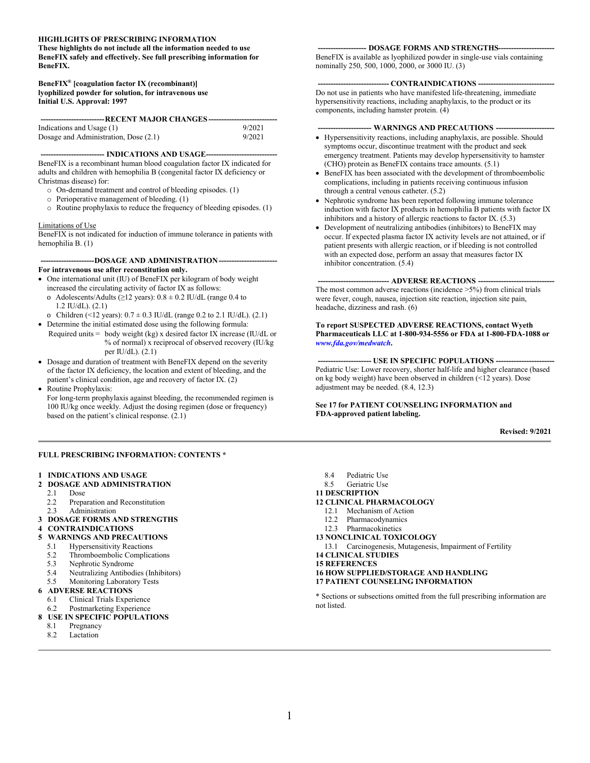**HIGHLIGHTS OF PRESCRIBING INFORMATION**
**These highlights do not include all the information needed to use BeneFIX safely and effectively. See full prescribing information for BeneFIX.**

**BeneFIX® [coagulation factor IX (recombinant)]**
**lyophilized powder for solution, for intravenous use**
**Initial U.S. Approval: 1997**

**RECENT MAJOR CHANGES**

| | |
|---|---|
| Indications and Usage (1) | 9/2021 |
| Dosage and Administration, Dose (2.1) | 9/2021 |

**INDICATIONS AND USAGE**

BeneFIX is a recombinant human blood coagulation factor IX indicated for adults and children with hemophilia B (congenital factor IX deficiency or Christmas disease) for:

- On-demand treatment and control of bleeding episodes. (1)
- Perioperative management of bleeding. (1)
- Routine prophylaxis to reduce the frequency of bleeding episodes. (1)

Limitations of Use

BeneFIX is not indicated for induction of immune tolerance in patients with hemophilia B. (1)

**DOSAGE AND ADMINISTRATION**

**For intravenous use after reconstitution only.**

- One international unit (IU) of BeneFIX per kilogram of body weight increased the circulating activity of factor IX as follows:
  - Adolescents/Adults (≥12 years): 0.8 ± 0.2 IU/dL (range 0.4 to 1.2 IU/dL). (2.1)
  - Children (<12 years): 0.7 ± 0.3 IU/dL (range 0.2 to 2.1 IU/dL). (2.1)
- Determine the initial estimated dose using the following formula:
  Required units = body weight (kg) x desired factor IX increase (IU/dL or % of normal) x reciprocal of observed recovery (IU/kg per IU/dL). (2.1)
- Dosage and duration of treatment with BeneFIX depend on the severity of the factor IX deficiency, the location and extent of bleeding, and the patient's clinical condition, age and recovery of factor IX. (2)
- Routine Prophylaxis:
  For long-term prophylaxis against bleeding, the recommended regimen is 100 IU/kg once weekly. Adjust the dosing regimen (dose or frequency) based on the patient's clinical response. (2.1)

**DOSAGE FORMS AND STRENGTHS**

BeneFIX is available as lyophilized powder in single-use vials containing nominally 250, 500, 1000, 2000, or 3000 IU. (3)

**CONTRAINDICATIONS**

Do not use in patients who have manifested life-threatening, immediate hypersensitivity reactions, including anaphylaxis, to the product or its components, including hamster protein. (4)

**WARNINGS AND PRECAUTIONS**

- Hypersensitivity reactions, including anaphylaxis, are possible. Should symptoms occur, discontinue treatment with the product and seek emergency treatment. Patients may develop hypersensitivity to hamster (CHO) protein as BeneFIX contains trace amounts. (5.1)
- BeneFIX has been associated with the development of thromboembolic complications, including in patients receiving continuous infusion through a central venous catheter. (5.2)
- Nephrotic syndrome has been reported following immune tolerance induction with factor IX products in hemophilia B patients with factor IX inhibitors and a history of allergic reactions to factor IX. (5.3)
- Development of neutralizing antibodies (inhibitors) to BeneFIX may occur. If expected plasma factor IX activity levels are not attained, or if patient presents with allergic reaction, or if bleeding is not controlled with an expected dose, perform an assay that measures factor IX inhibitor concentration. (5.4)

**ADVERSE REACTIONS**

The most common adverse reactions (incidence >5%) from clinical trials were fever, cough, nausea, injection site reaction, injection site pain, headache, dizziness and rash. (6)

**To report SUSPECTED ADVERSE REACTIONS, contact Wyeth Pharmaceuticals LLC at 1-800-934-5556 or FDA at 1-800-FDA-1088 or *www.fda.gov/medwatch*.**

**USE IN SPECIFIC POPULATIONS**

Pediatric Use: Lower recovery, shorter half-life and higher clearance (based on kg body weight) have been observed in children (<12 years). Dose adjustment may be needed. (8.4, 12.3)

**See 17 for PATIENT COUNSELING INFORMATION and FDA-approved patient labeling.**

**Revised: 9/2021**

---

**FULL PRESCRIBING INFORMATION: CONTENTS ***

**1 INDICATIONS AND USAGE**
**2 DOSAGE AND ADMINISTRATION**
- 2.1 Dose
- 2.2 Preparation and Reconstitution
- 2.3 Administration

**3 DOSAGE FORMS AND STRENGTHS**
**4 CONTRAINDICATIONS**
**5 WARNINGS AND PRECAUTIONS**
- 5.1 Hypersensitivity Reactions
- 5.2 Thromboembolic Complications
- 5.3 Nephrotic Syndrome
- 5.4 Neutralizing Antibodies (Inhibitors)
- 5.5 Monitoring Laboratory Tests

**6 ADVERSE REACTIONS**
- 6.1 Clinical Trials Experience
- 6.2 Postmarketing Experience

**8 USE IN SPECIFIC POPULATIONS**
- 8.1 Pregnancy
- 8.2 Lactation
- 8.4 Pediatric Use
- 8.5 Geriatric Use

**11 DESCRIPTION**
**12 CLINICAL PHARMACOLOGY**
- 12.1 Mechanism of Action
- 12.2 Pharmacodynamics
- 12.3 Pharmacokinetics

**13 NONCLINICAL TOXICOLOGY**
- 13.1 Carcinogenesis, Mutagenesis, Impairment of Fertility

**14 CLINICAL STUDIES**
**15 REFERENCES**
**16 HOW SUPPLIED/STORAGE AND HANDLING**
**17 PATIENT COUNSELING INFORMATION**

* Sections or subsections omitted from the full prescribing information are not listed.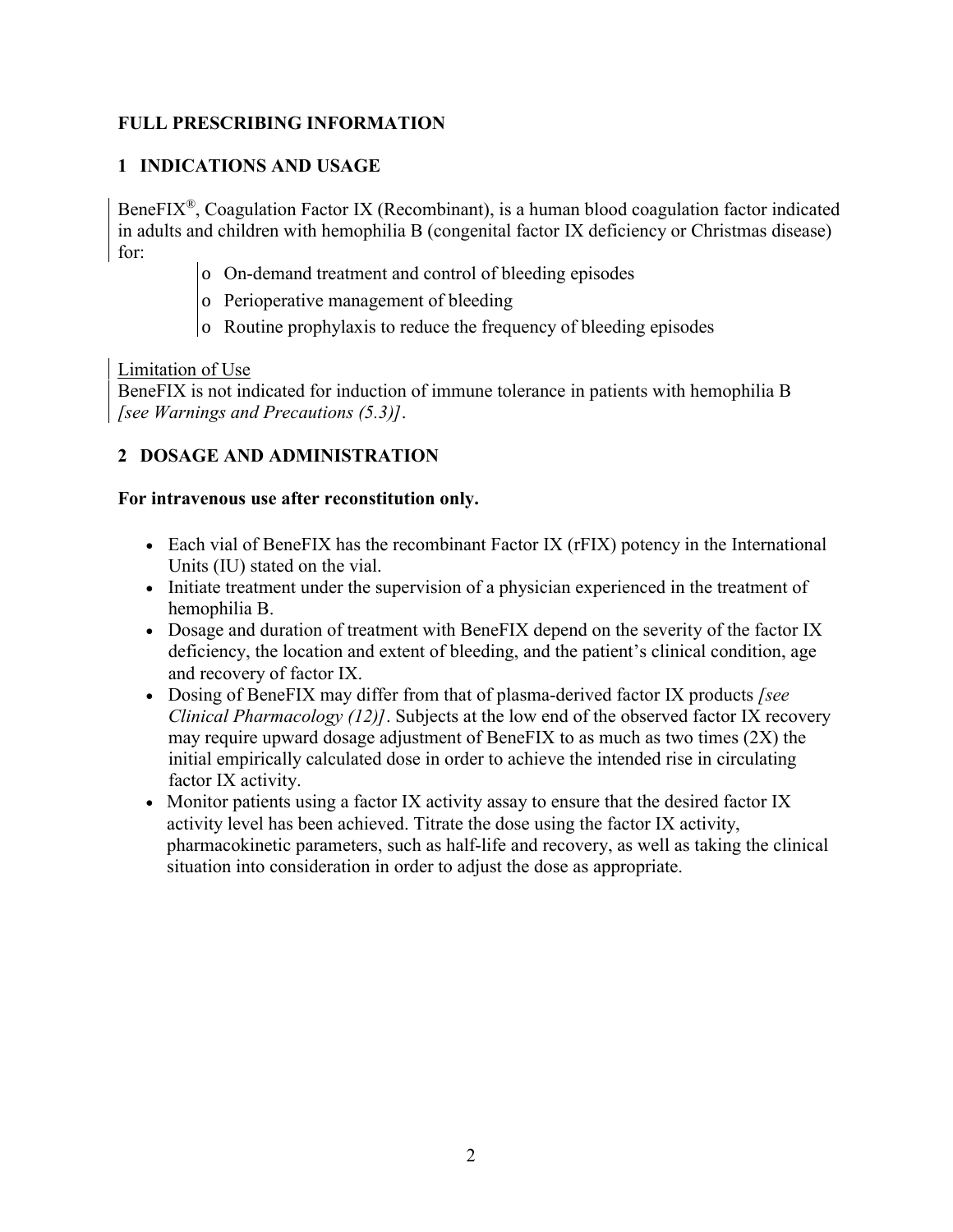# FULL PRESCRIBING INFORMATION

## 1 INDICATIONS AND USAGE

BeneFIX®, Coagulation Factor IX (Recombinant), is a human blood coagulation factor indicated in adults and children with hemophilia B (congenital factor IX deficiency or Christmas disease) for:

- On-demand treatment and control of bleeding episodes
- Perioperative management of bleeding
- Routine prophylaxis to reduce the frequency of bleeding episodes

Limitation of Use

BeneFIX is not indicated for induction of immune tolerance in patients with hemophilia B *[see Warnings and Precautions (5.3)]*.

## 2 DOSAGE AND ADMINISTRATION

**For intravenous use after reconstitution only.**

- Each vial of BeneFIX has the recombinant Factor IX (rFIX) potency in the International Units (IU) stated on the vial.
- Initiate treatment under the supervision of a physician experienced in the treatment of hemophilia B.
- Dosage and duration of treatment with BeneFIX depend on the severity of the factor IX deficiency, the location and extent of bleeding, and the patient's clinical condition, age and recovery of factor IX.
- Dosing of BeneFIX may differ from that of plasma-derived factor IX products *[see Clinical Pharmacology (12)]*. Subjects at the low end of the observed factor IX recovery may require upward dosage adjustment of BeneFIX to as much as two times (2X) the initial empirically calculated dose in order to achieve the intended rise in circulating factor IX activity.
- Monitor patients using a factor IX activity assay to ensure that the desired factor IX activity level has been achieved. Titrate the dose using the factor IX activity, pharmacokinetic parameters, such as half-life and recovery, as well as taking the clinical situation into consideration in order to adjust the dose as appropriate.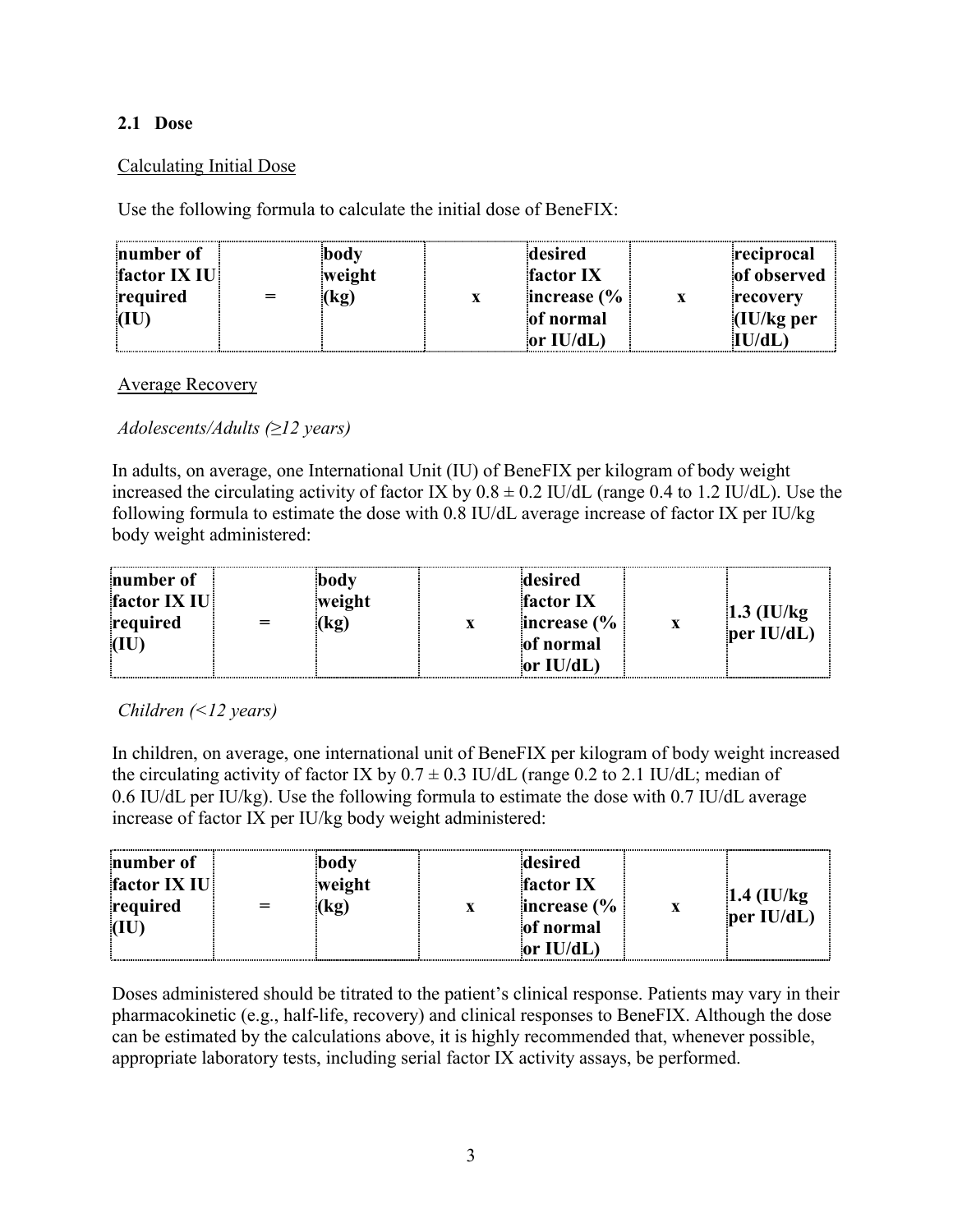### 2.1 Dose

Calculating Initial Dose

Use the following formula to calculate the initial dose of BeneFIX:

| **number of factor IX IU required (IU)** | = | **body weight (kg)** | x | **desired factor IX increase (% of normal or IU/dL)** | x | **reciprocal of observed recovery (IU/kg per IU/dL)** |
|---|---|---|---|---|---|---|

Average Recovery

*Adolescents/Adults (≥12 years)*

In adults, on average, one International Unit (IU) of BeneFIX per kilogram of body weight increased the circulating activity of factor IX by 0.8 ± 0.2 IU/dL (range 0.4 to 1.2 IU/dL). Use the following formula to estimate the dose with 0.8 IU/dL average increase of factor IX per IU/kg body weight administered:

| **number of factor IX IU required (IU)** | = | **body weight (kg)** | x | **desired factor IX increase (% of normal or IU/dL)** | x | **1.3 (IU/kg per IU/dL)** |
|---|---|---|---|---|---|---|

*Children (<12 years)*

In children, on average, one international unit of BeneFIX per kilogram of body weight increased the circulating activity of factor IX by 0.7 ± 0.3 IU/dL (range 0.2 to 2.1 IU/dL; median of 0.6 IU/dL per IU/kg). Use the following formula to estimate the dose with 0.7 IU/dL average increase of factor IX per IU/kg body weight administered:

| **number of factor IX IU required (IU)** | = | **body weight (kg)** | x | **desired factor IX increase (% of normal or IU/dL)** | x | **1.4 (IU/kg per IU/dL)** |
|---|---|---|---|---|---|---|

Doses administered should be titrated to the patient's clinical response. Patients may vary in their pharmacokinetic (e.g., half-life, recovery) and clinical responses to BeneFIX. Although the dose can be estimated by the calculations above, it is highly recommended that, whenever possible, appropriate laboratory tests, including serial factor IX activity assays, be performed.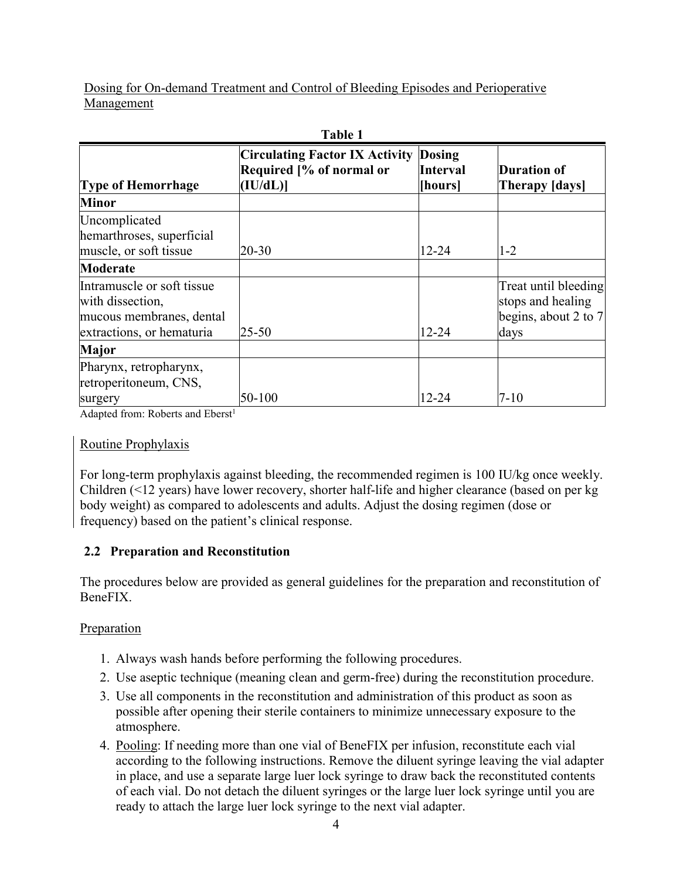Dosing for On-demand Treatment and Control of Bleeding Episodes and Perioperative Management

**Table 1**

| Type of Hemorrhage | Circulating Factor IX Activity Required [% of normal or (IU/dL)] | Dosing Interval [hours] | Duration of Therapy [days] |
|---|---|---|---|
| **Minor** | | | |
| Uncomplicated hemarthroses, superficial muscle, or soft tissue | 20-30 | 12-24 | 1-2 |
| **Moderate** | | | |
| Intramuscle or soft tissue with dissection, mucous membranes, dental extractions, or hematuria | 25-50 | 12-24 | Treat until bleeding stops and healing begins, about 2 to 7 days |
| **Major** | | | |
| Pharynx, retropharynx, retroperitoneum, CNS, surgery | 50-100 | 12-24 | 7-10 |

Adapted from: Roberts and Eberst[1]

Routine Prophylaxis

For long-term prophylaxis against bleeding, the recommended regimen is 100 IU/kg once weekly. Children (<12 years) have lower recovery, shorter half-life and higher clearance (based on per kg body weight) as compared to adolescents and adults. Adjust the dosing regimen (dose or frequency) based on the patient's clinical response.

## 2.2 Preparation and Reconstitution

The procedures below are provided as general guidelines for the preparation and reconstitution of BeneFIX.

Preparation

1. Always wash hands before performing the following procedures.
2. Use aseptic technique (meaning clean and germ-free) during the reconstitution procedure.
3. Use all components in the reconstitution and administration of this product as soon as possible after opening their sterile containers to minimize unnecessary exposure to the atmosphere.
4. Pooling: If needing more than one vial of BeneFIX per infusion, reconstitute each vial according to the following instructions. Remove the diluent syringe leaving the vial adapter in place, and use a separate large luer lock syringe to draw back the reconstituted contents of each vial. Do not detach the diluent syringes or the large luer lock syringe until you are ready to attach the large luer lock syringe to the next vial adapter.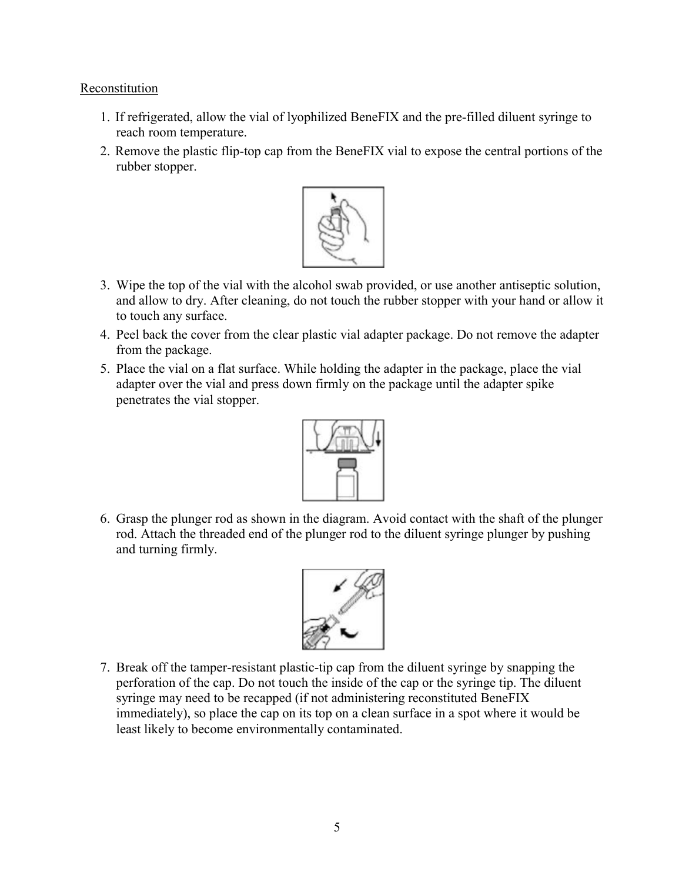Reconstitution

1. If refrigerated, allow the vial of lyophilized BeneFIX and the pre-filled diluent syringe to reach room temperature.
2. Remove the plastic flip-top cap from the BeneFIX vial to expose the central portions of the rubber stopper.
3. Wipe the top of the vial with the alcohol swab provided, or use another antiseptic solution, and allow to dry. After cleaning, do not touch the rubber stopper with your hand or allow it to touch any surface.
4. Peel back the cover from the clear plastic vial adapter package. Do not remove the adapter from the package.
5. Place the vial on a flat surface. While holding the adapter in the package, place the vial adapter over the vial and press down firmly on the package until the adapter spike penetrates the vial stopper.
6. Grasp the plunger rod as shown in the diagram. Avoid contact with the shaft of the plunger rod. Attach the threaded end of the plunger rod to the diluent syringe plunger by pushing and turning firmly.
7. Break off the tamper-resistant plastic-tip cap from the diluent syringe by snapping the perforation of the cap. Do not touch the inside of the cap or the syringe tip. The diluent syringe may need to be recapped (if not administering reconstituted BeneFIX immediately), so place the cap on its top on a clean surface in a spot where it would be least likely to become environmentally contaminated.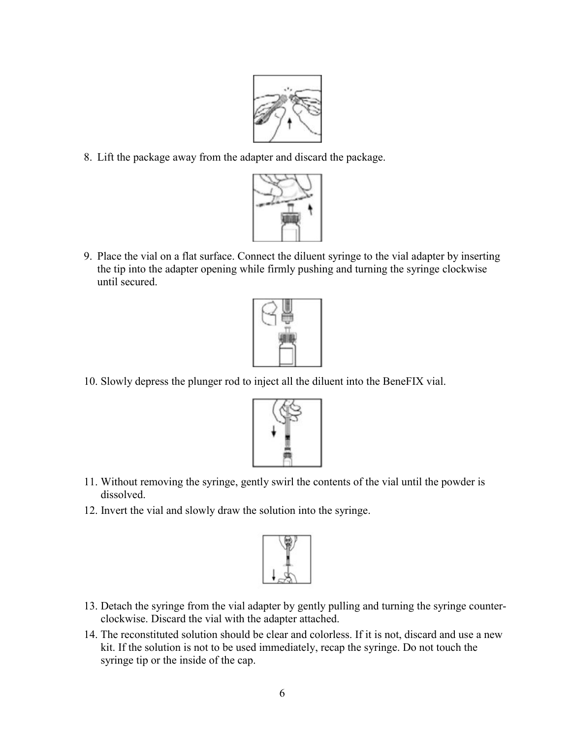8. Lift the package away from the adapter and discard the package.

9. Place the vial on a flat surface. Connect the diluent syringe to the vial adapter by inserting the tip into the adapter opening while firmly pushing and turning the syringe clockwise until secured.

10. Slowly depress the plunger rod to inject all the diluent into the BeneFIX vial.

11. Without removing the syringe, gently swirl the contents of the vial until the powder is dissolved.
12. Invert the vial and slowly draw the solution into the syringe.

13. Detach the syringe from the vial adapter by gently pulling and turning the syringe counter-clockwise. Discard the vial with the adapter attached.
14. The reconstituted solution should be clear and colorless. If it is not, discard and use a new kit. If the solution is not to be used immediately, recap the syringe. Do not touch the syringe tip or the inside of the cap.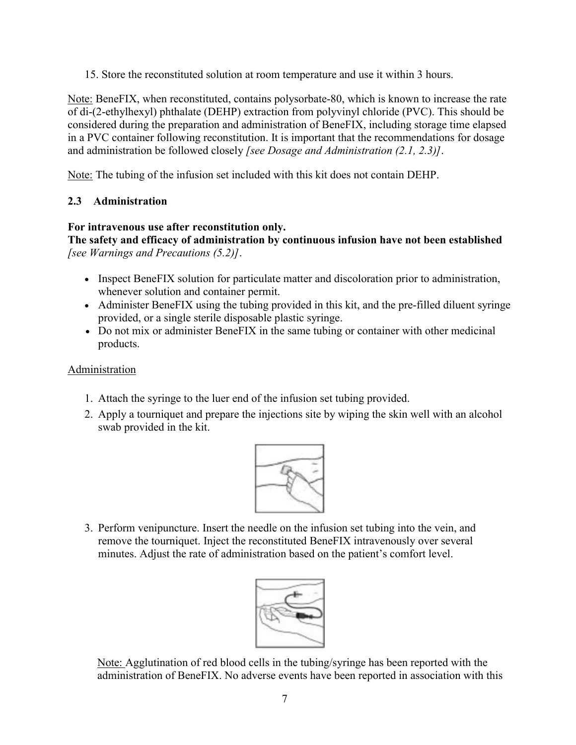15. Store the reconstituted solution at room temperature and use it within 3 hours.

Note: BeneFIX, when reconstituted, contains polysorbate-80, which is known to increase the rate of di-(2-ethylhexyl) phthalate (DEHP) extraction from polyvinyl chloride (PVC). This should be considered during the preparation and administration of BeneFIX, including storage time elapsed in a PVC container following reconstitution. It is important that the recommendations for dosage and administration be followed closely *[see Dosage and Administration (2.1, 2.3)]*.

Note: The tubing of the infusion set included with this kit does not contain DEHP.

### 2.3 Administration

**For intravenous use after reconstitution only.**
**The safety and efficacy of administration by continuous infusion have not been established** *[see Warnings and Precautions (5.2)]*.

- Inspect BeneFIX solution for particulate matter and discoloration prior to administration, whenever solution and container permit.
- Administer BeneFIX using the tubing provided in this kit, and the pre-filled diluent syringe provided, or a single sterile disposable plastic syringe.
- Do not mix or administer BeneFIX in the same tubing or container with other medicinal products.

Administration

1. Attach the syringe to the luer end of the infusion set tubing provided.
2. Apply a tourniquet and prepare the injections site by wiping the skin well with an alcohol swab provided in the kit.
3. Perform venipuncture. Insert the needle on the infusion set tubing into the vein, and remove the tourniquet. Inject the reconstituted BeneFIX intravenously over several minutes. Adjust the rate of administration based on the patient's comfort level.

Note: Agglutination of red blood cells in the tubing/syringe has been reported with the administration of BeneFIX. No adverse events have been reported in association with this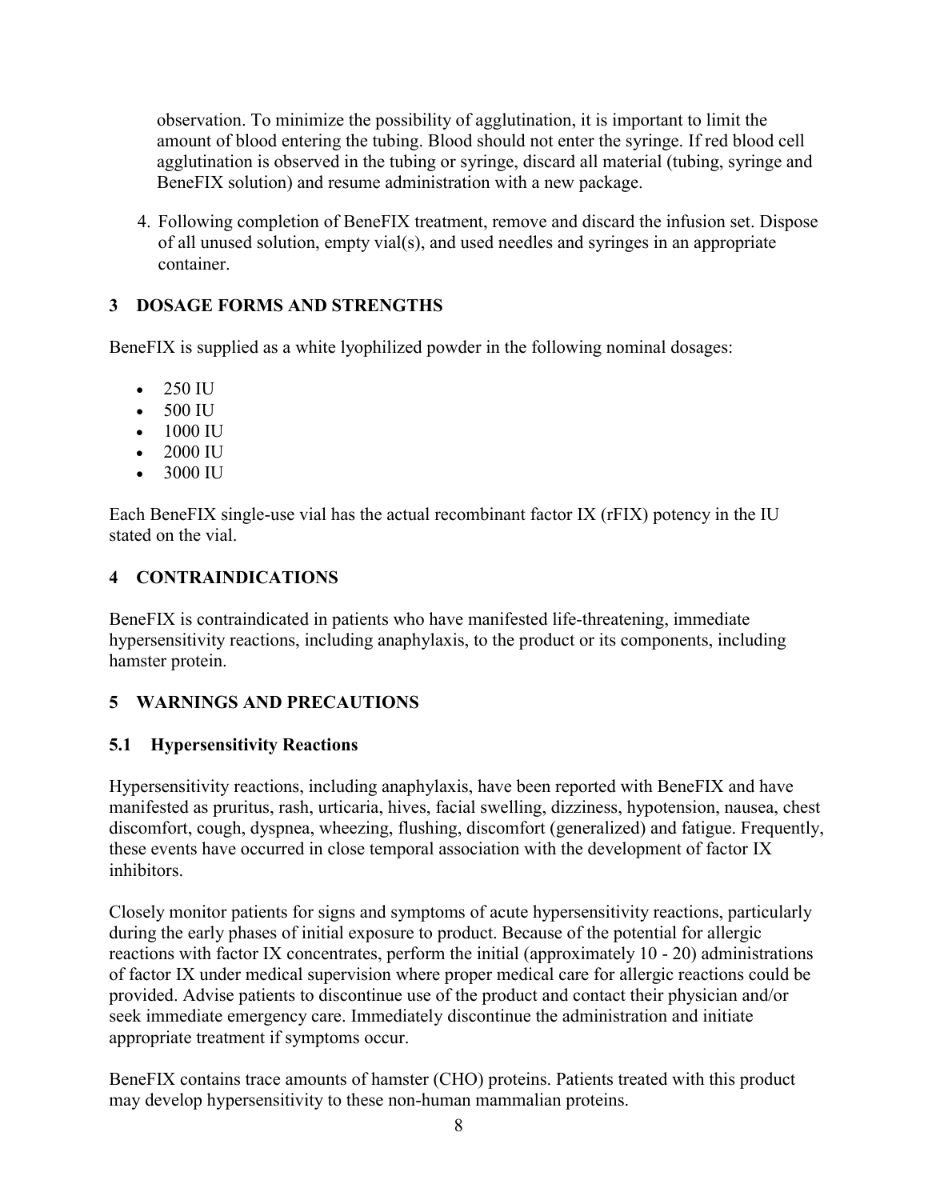observation. To minimize the possibility of agglutination, it is important to limit the amount of blood entering the tubing. Blood should not enter the syringe. If red blood cell agglutination is observed in the tubing or syringe, discard all material (tubing, syringe and BeneFIX solution) and resume administration with a new package.

4. Following completion of BeneFIX treatment, remove and discard the infusion set. Dispose of all unused solution, empty vial(s), and used needles and syringes in an appropriate container.

## 3 DOSAGE FORMS AND STRENGTHS

BeneFIX is supplied as a white lyophilized powder in the following nominal dosages:

- 250 IU
- 500 IU
- 1000 IU
- 2000 IU
- 3000 IU

Each BeneFIX single-use vial has the actual recombinant factor IX (rFIX) potency in the IU stated on the vial.

## 4 CONTRAINDICATIONS

BeneFIX is contraindicated in patients who have manifested life-threatening, immediate hypersensitivity reactions, including anaphylaxis, to the product or its components, including hamster protein.

## 5 WARNINGS AND PRECAUTIONS

### 5.1 Hypersensitivity Reactions

Hypersensitivity reactions, including anaphylaxis, have been reported with BeneFIX and have manifested as pruritus, rash, urticaria, hives, facial swelling, dizziness, hypotension, nausea, chest discomfort, cough, dyspnea, wheezing, flushing, discomfort (generalized) and fatigue. Frequently, these events have occurred in close temporal association with the development of factor IX inhibitors.

Closely monitor patients for signs and symptoms of acute hypersensitivity reactions, particularly during the early phases of initial exposure to product. Because of the potential for allergic reactions with factor IX concentrates, perform the initial (approximately 10 - 20) administrations of factor IX under medical supervision where proper medical care for allergic reactions could be provided. Advise patients to discontinue use of the product and contact their physician and/or seek immediate emergency care. Immediately discontinue the administration and initiate appropriate treatment if symptoms occur.

BeneFIX contains trace amounts of hamster (CHO) proteins. Patients treated with this product may develop hypersensitivity to these non-human mammalian proteins.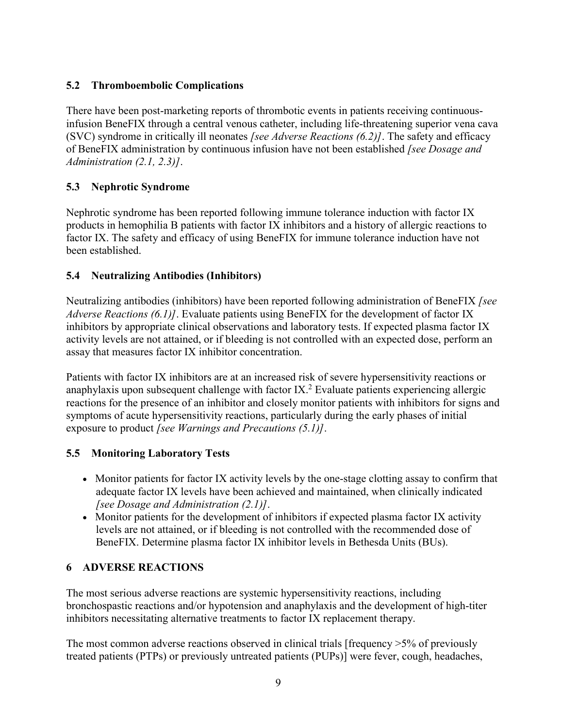### 5.2 Thromboembolic Complications

There have been post-marketing reports of thrombotic events in patients receiving continuous-infusion BeneFIX through a central venous catheter, including life-threatening superior vena cava (SVC) syndrome in critically ill neonates *[see Adverse Reactions (6.2)]*. The safety and efficacy of BeneFIX administration by continuous infusion have not been established *[see Dosage and Administration (2.1, 2.3)]*.

### 5.3 Nephrotic Syndrome

Nephrotic syndrome has been reported following immune tolerance induction with factor IX products in hemophilia B patients with factor IX inhibitors and a history of allergic reactions to factor IX. The safety and efficacy of using BeneFIX for immune tolerance induction have not been established.

### 5.4 Neutralizing Antibodies (Inhibitors)

Neutralizing antibodies (inhibitors) have been reported following administration of BeneFIX *[see Adverse Reactions (6.1)]*. Evaluate patients using BeneFIX for the development of factor IX inhibitors by appropriate clinical observations and laboratory tests. If expected plasma factor IX activity levels are not attained, or if bleeding is not controlled with an expected dose, perform an assay that measures factor IX inhibitor concentration.

Patients with factor IX inhibitors are at an increased risk of severe hypersensitivity reactions or anaphylaxis upon subsequent challenge with factor IX.[2] Evaluate patients experiencing allergic reactions for the presence of an inhibitor and closely monitor patients with inhibitors for signs and symptoms of acute hypersensitivity reactions, particularly during the early phases of initial exposure to product *[see Warnings and Precautions (5.1)]*.

### 5.5 Monitoring Laboratory Tests

- Monitor patients for factor IX activity levels by the one-stage clotting assay to confirm that adequate factor IX levels have been achieved and maintained, when clinically indicated *[see Dosage and Administration (2.1)]*.
- Monitor patients for the development of inhibitors if expected plasma factor IX activity levels are not attained, or if bleeding is not controlled with the recommended dose of BeneFIX. Determine plasma factor IX inhibitor levels in Bethesda Units (BUs).

## 6 ADVERSE REACTIONS

The most serious adverse reactions are systemic hypersensitivity reactions, including bronchospastic reactions and/or hypotension and anaphylaxis and the development of high-titer inhibitors necessitating alternative treatments to factor IX replacement therapy.

The most common adverse reactions observed in clinical trials [frequency >5% of previously treated patients (PTPs) or previously untreated patients (PUPs)] were fever, cough, headaches,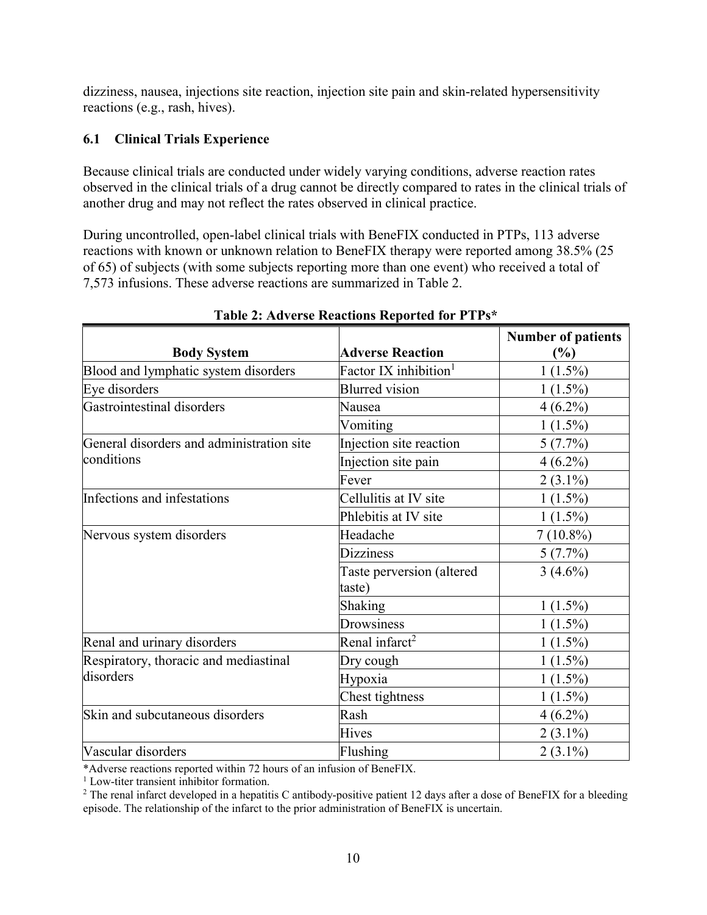dizziness, nausea, injections site reaction, injection site pain and skin-related hypersensitivity reactions (e.g., rash, hives).

### 6.1 Clinical Trials Experience

Because clinical trials are conducted under widely varying conditions, adverse reaction rates observed in the clinical trials of a drug cannot be directly compared to rates in the clinical trials of another drug and may not reflect the rates observed in clinical practice.

During uncontrolled, open-label clinical trials with BeneFIX conducted in PTPs, 113 adverse reactions with known or unknown relation to BeneFIX therapy were reported among 38.5% (25 of 65) of subjects (with some subjects reporting more than one event) who received a total of 7,573 infusions. These adverse reactions are summarized in Table 2.

**Table 2: Adverse Reactions Reported for PTPs***

| Body System | Adverse Reaction | Number of patients (%) |
|---|---|---|
| Blood and lymphatic system disorders | Factor IX inhibition[1] | 1 (1.5%) |
| Eye disorders | Blurred vision | 1 (1.5%) |
| Gastrointestinal disorders | Nausea | 4 (6.2%) |
| | Vomiting | 1 (1.5%) |
| General disorders and administration site conditions | Injection site reaction | 5 (7.7%) |
| | Injection site pain | 4 (6.2%) |
| | Fever | 2 (3.1%) |
| Infections and infestations | Cellulitis at IV site | 1 (1.5%) |
| | Phlebitis at IV site | 1 (1.5%) |
| Nervous system disorders | Headache | 7 (10.8%) |
| | Dizziness | 5 (7.7%) |
| | Taste perversion (altered taste) | 3 (4.6%) |
| | Shaking | 1 (1.5%) |
| | Drowsiness | 1 (1.5%) |
| Renal and urinary disorders | Renal infarct[2] | 1 (1.5%) |
| Respiratory, thoracic and mediastinal disorders | Dry cough | 1 (1.5%) |
| | Hypoxia | 1 (1.5%) |
| | Chest tightness | 1 (1.5%) |
| Skin and subcutaneous disorders | Rash | 4 (6.2%) |
| | Hives | 2 (3.1%) |
| Vascular disorders | Flushing | 2 (3.1%) |

*Adverse reactions reported within 72 hours of an infusion of BeneFIX.

[1] Low-titer transient inhibitor formation.

[2] The renal infarct developed in a hepatitis C antibody-positive patient 12 days after a dose of BeneFIX for a bleeding episode. The relationship of the infarct to the prior administration of BeneFIX is uncertain.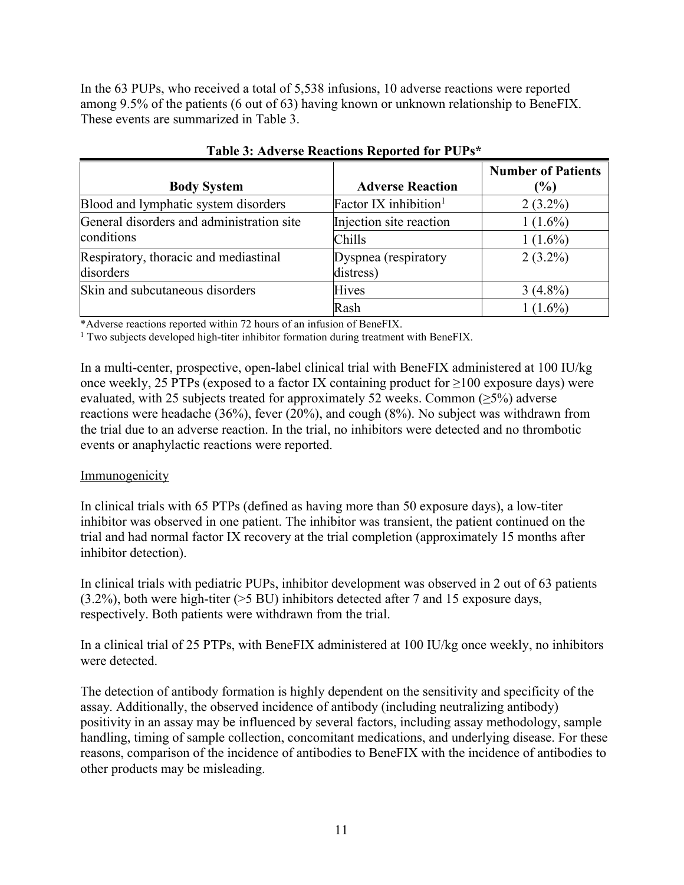In the 63 PUPs, who received a total of 5,538 infusions, 10 adverse reactions were reported among 9.5% of the patients (6 out of 63) having known or unknown relationship to BeneFIX. These events are summarized in Table 3.

**Table 3: Adverse Reactions Reported for PUPs***

| Body System | Adverse Reaction | Number of Patients (%) |
|---|---|---|
| Blood and lymphatic system disorders | Factor IX inhibition[1] | 2 (3.2%) |
| General disorders and administration site conditions | Injection site reaction | 1 (1.6%) |
| | Chills | 1 (1.6%) |
| Respiratory, thoracic and mediastinal disorders | Dyspnea (respiratory distress) | 2 (3.2%) |
| Skin and subcutaneous disorders | Hives | 3 (4.8%) |
| | Rash | 1 (1.6%) |

*Adverse reactions reported within 72 hours of an infusion of BeneFIX.
[1] Two subjects developed high-titer inhibitor formation during treatment with BeneFIX.

In a multi-center, prospective, open-label clinical trial with BeneFIX administered at 100 IU/kg once weekly, 25 PTPs (exposed to a factor IX containing product for ≥100 exposure days) were evaluated, with 25 subjects treated for approximately 52 weeks. Common (≥5%) adverse reactions were headache (36%), fever (20%), and cough (8%). No subject was withdrawn from the trial due to an adverse reaction. In the trial, no inhibitors were detected and no thrombotic events or anaphylactic reactions were reported.

Immunogenicity

In clinical trials with 65 PTPs (defined as having more than 50 exposure days), a low-titer inhibitor was observed in one patient. The inhibitor was transient, the patient continued on the trial and had normal factor IX recovery at the trial completion (approximately 15 months after inhibitor detection).

In clinical trials with pediatric PUPs, inhibitor development was observed in 2 out of 63 patients (3.2%), both were high-titer (>5 BU) inhibitors detected after 7 and 15 exposure days, respectively. Both patients were withdrawn from the trial.

In a clinical trial of 25 PTPs, with BeneFIX administered at 100 IU/kg once weekly, no inhibitors were detected.

The detection of antibody formation is highly dependent on the sensitivity and specificity of the assay. Additionally, the observed incidence of antibody (including neutralizing antibody) positivity in an assay may be influenced by several factors, including assay methodology, sample handling, timing of sample collection, concomitant medications, and underlying disease. For these reasons, comparison of the incidence of antibodies to BeneFIX with the incidence of antibodies to other products may be misleading.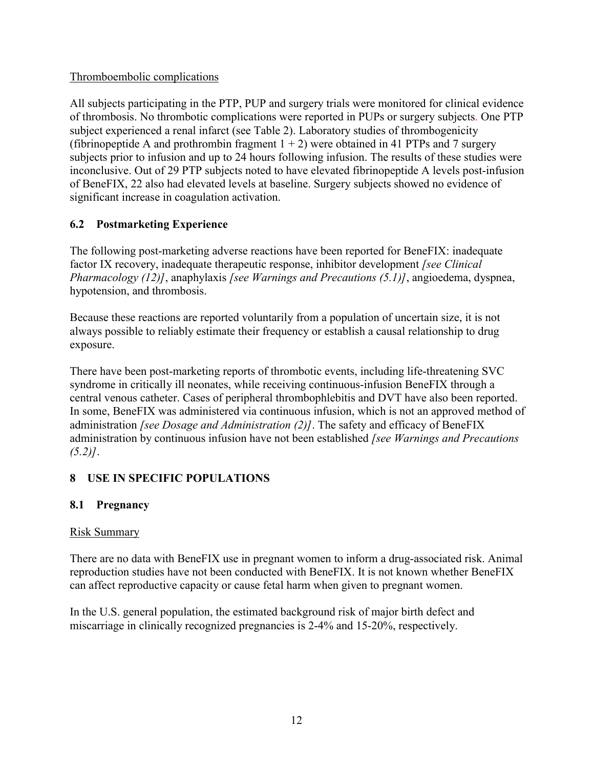Thromboembolic complications

All subjects participating in the PTP, PUP and surgery trials were monitored for clinical evidence of thrombosis. No thrombotic complications were reported in PUPs or surgery subjects. One PTP subject experienced a renal infarct (see Table 2). Laboratory studies of thrombogenicity (fibrinopeptide A and prothrombin fragment 1 + 2) were obtained in 41 PTPs and 7 surgery subjects prior to infusion and up to 24 hours following infusion. The results of these studies were inconclusive. Out of 29 PTP subjects noted to have elevated fibrinopeptide A levels post-infusion of BeneFIX, 22 also had elevated levels at baseline. Surgery subjects showed no evidence of significant increase in coagulation activation.

## 6.2 Postmarketing Experience

The following post-marketing adverse reactions have been reported for BeneFIX: inadequate factor IX recovery, inadequate therapeutic response, inhibitor development *[see Clinical Pharmacology (12)]*, anaphylaxis *[see Warnings and Precautions (5.1)]*, angioedema, dyspnea, hypotension, and thrombosis.

Because these reactions are reported voluntarily from a population of uncertain size, it is not always possible to reliably estimate their frequency or establish a causal relationship to drug exposure.

There have been post-marketing reports of thrombotic events, including life-threatening SVC syndrome in critically ill neonates, while receiving continuous-infusion BeneFIX through a central venous catheter. Cases of peripheral thrombophlebitis and DVT have also been reported. In some, BeneFIX was administered via continuous infusion, which is not an approved method of administration *[see Dosage and Administration (2)]*. The safety and efficacy of BeneFIX administration by continuous infusion have not been established *[see Warnings and Precautions (5.2)]*.

# 8 USE IN SPECIFIC POPULATIONS

## 8.1 Pregnancy

Risk Summary

There are no data with BeneFIX use in pregnant women to inform a drug-associated risk. Animal reproduction studies have not been conducted with BeneFIX. It is not known whether BeneFIX can affect reproductive capacity or cause fetal harm when given to pregnant women.

In the U.S. general population, the estimated background risk of major birth defect and miscarriage in clinically recognized pregnancies is 2-4% and 15-20%, respectively.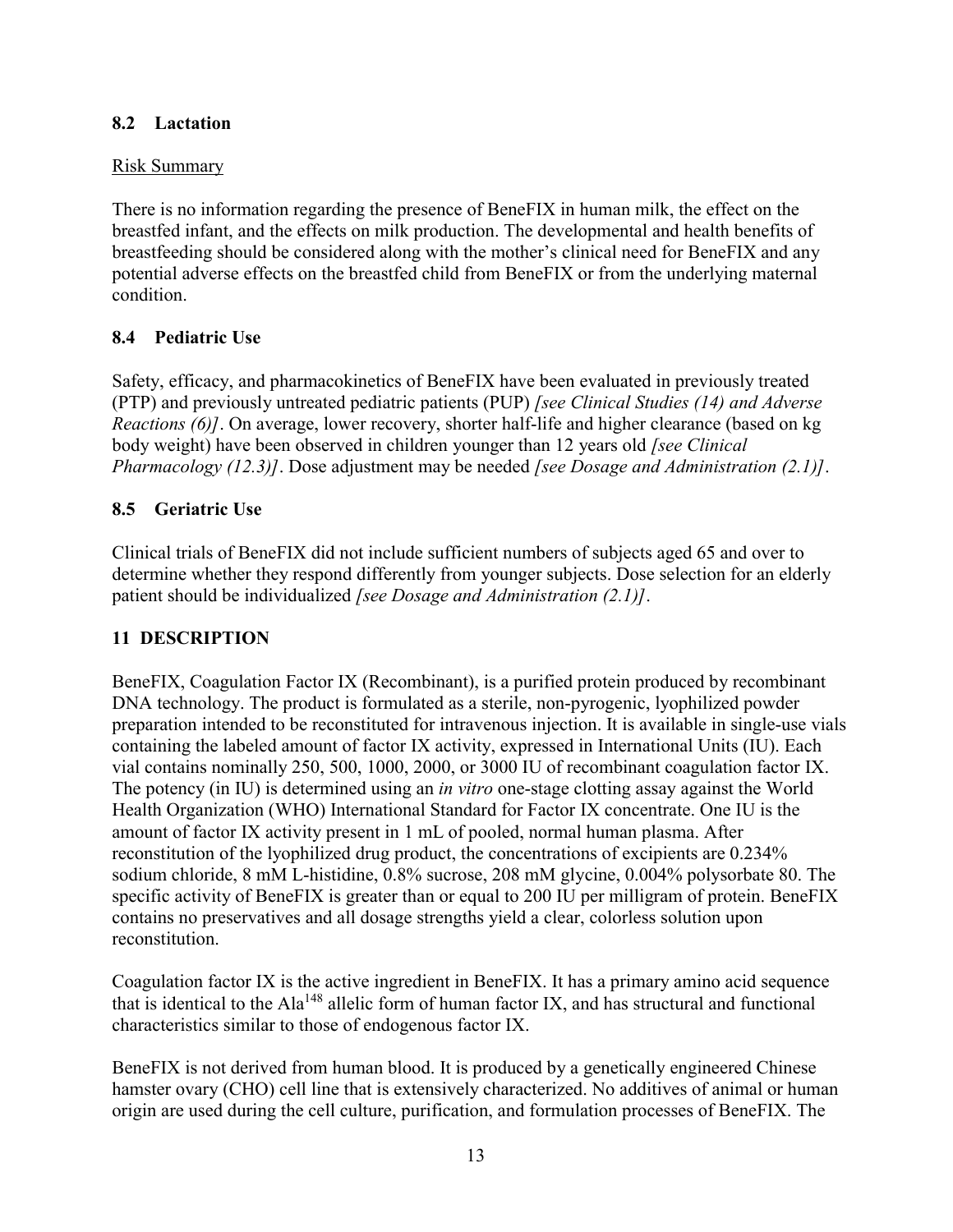### 8.2 Lactation

Risk Summary

There is no information regarding the presence of BeneFIX in human milk, the effect on the breastfed infant, and the effects on milk production. The developmental and health benefits of breastfeeding should be considered along with the mother's clinical need for BeneFIX and any potential adverse effects on the breastfed child from BeneFIX or from the underlying maternal condition.

### 8.4 Pediatric Use

Safety, efficacy, and pharmacokinetics of BeneFIX have been evaluated in previously treated (PTP) and previously untreated pediatric patients (PUP) *[see Clinical Studies (14) and Adverse Reactions (6)]*. On average, lower recovery, shorter half-life and higher clearance (based on kg body weight) have been observed in children younger than 12 years old *[see Clinical Pharmacology (12.3)]*. Dose adjustment may be needed *[see Dosage and Administration (2.1)]*.

### 8.5 Geriatric Use

Clinical trials of BeneFIX did not include sufficient numbers of subjects aged 65 and over to determine whether they respond differently from younger subjects. Dose selection for an elderly patient should be individualized *[see Dosage and Administration (2.1)]*.

## 11 DESCRIPTION

BeneFIX, Coagulation Factor IX (Recombinant), is a purified protein produced by recombinant DNA technology. The product is formulated as a sterile, non-pyrogenic, lyophilized powder preparation intended to be reconstituted for intravenous injection. It is available in single-use vials containing the labeled amount of factor IX activity, expressed in International Units (IU). Each vial contains nominally 250, 500, 1000, 2000, or 3000 IU of recombinant coagulation factor IX. The potency (in IU) is determined using an *in vitro* one-stage clotting assay against the World Health Organization (WHO) International Standard for Factor IX concentrate. One IU is the amount of factor IX activity present in 1 mL of pooled, normal human plasma. After reconstitution of the lyophilized drug product, the concentrations of excipients are 0.234% sodium chloride, 8 mM L-histidine, 0.8% sucrose, 208 mM glycine, 0.004% polysorbate 80. The specific activity of BeneFIX is greater than or equal to 200 IU per milligram of protein. BeneFIX contains no preservatives and all dosage strengths yield a clear, colorless solution upon reconstitution.

Coagulation factor IX is the active ingredient in BeneFIX. It has a primary amino acid sequence that is identical to the $Ala^{148}$ allelic form of human factor IX, and has structural and functional characteristics similar to those of endogenous factor IX.

BeneFIX is not derived from human blood. It is produced by a genetically engineered Chinese hamster ovary (CHO) cell line that is extensively characterized. No additives of animal or human origin are used during the cell culture, purification, and formulation processes of BeneFIX. The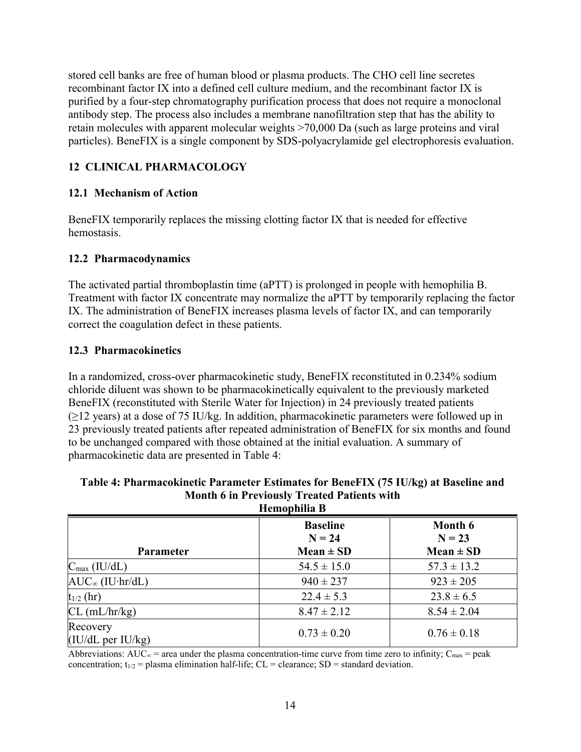stored cell banks are free of human blood or plasma products. The CHO cell line secretes recombinant factor IX into a defined cell culture medium, and the recombinant factor IX is purified by a four-step chromatography purification process that does not require a monoclonal antibody step. The process also includes a membrane nanofiltration step that has the ability to retain molecules with apparent molecular weights >70,000 Da (such as large proteins and viral particles). BeneFIX is a single component by SDS-polyacrylamide gel electrophoresis evaluation.

## 12 CLINICAL PHARMACOLOGY

### 12.1 Mechanism of Action

BeneFIX temporarily replaces the missing clotting factor IX that is needed for effective hemostasis.

### 12.2 Pharmacodynamics

The activated partial thromboplastin time (aPTT) is prolonged in people with hemophilia B. Treatment with factor IX concentrate may normalize the aPTT by temporarily replacing the factor IX. The administration of BeneFIX increases plasma levels of factor IX, and can temporarily correct the coagulation defect in these patients.

### 12.3 Pharmacokinetics

In a randomized, cross-over pharmacokinetic study, BeneFIX reconstituted in 0.234% sodium chloride diluent was shown to be pharmacokinetically equivalent to the previously marketed BeneFIX (reconstituted with Sterile Water for Injection) in 24 previously treated patients (≥12 years) at a dose of 75 IU/kg. In addition, pharmacokinetic parameters were followed up in 23 previously treated patients after repeated administration of BeneFIX for six months and found to be unchanged compared with those obtained at the initial evaluation. A summary of pharmacokinetic data are presented in Table 4:

**Table 4: Pharmacokinetic Parameter Estimates for BeneFIX (75 IU/kg) at Baseline and Month 6 in Previously Treated Patients with Hemophilia B**

| Parameter | Baseline<br>N = 24<br>Mean ± SD | Month 6<br>N = 23<br>Mean ± SD |
|---|---|---|
| $C_{max}$ (IU/dL) | 54.5 ± 15.0 | 57.3 ± 13.2 |
| $AUC_{\infty}$ (IU·hr/dL) | 940 ± 237 | 923 ± 205 |
| $t_{1/2}$ (hr) | 22.4 ± 5.3 | 23.8 ± 6.5 |
| CL (mL/hr/kg) | 8.47 ± 2.12 | 8.54 ± 2.04 |
| Recovery (IU/dL per IU/kg) | 0.73 ± 0.20 | 0.76 ± 0.18 |

Abbreviations: $AUC_{\infty}$ = area under the plasma concentration-time curve from time zero to infinity; $C_{max}$ = peak concentration; $t_{1/2}$ = plasma elimination half-life; CL = clearance; SD = standard deviation.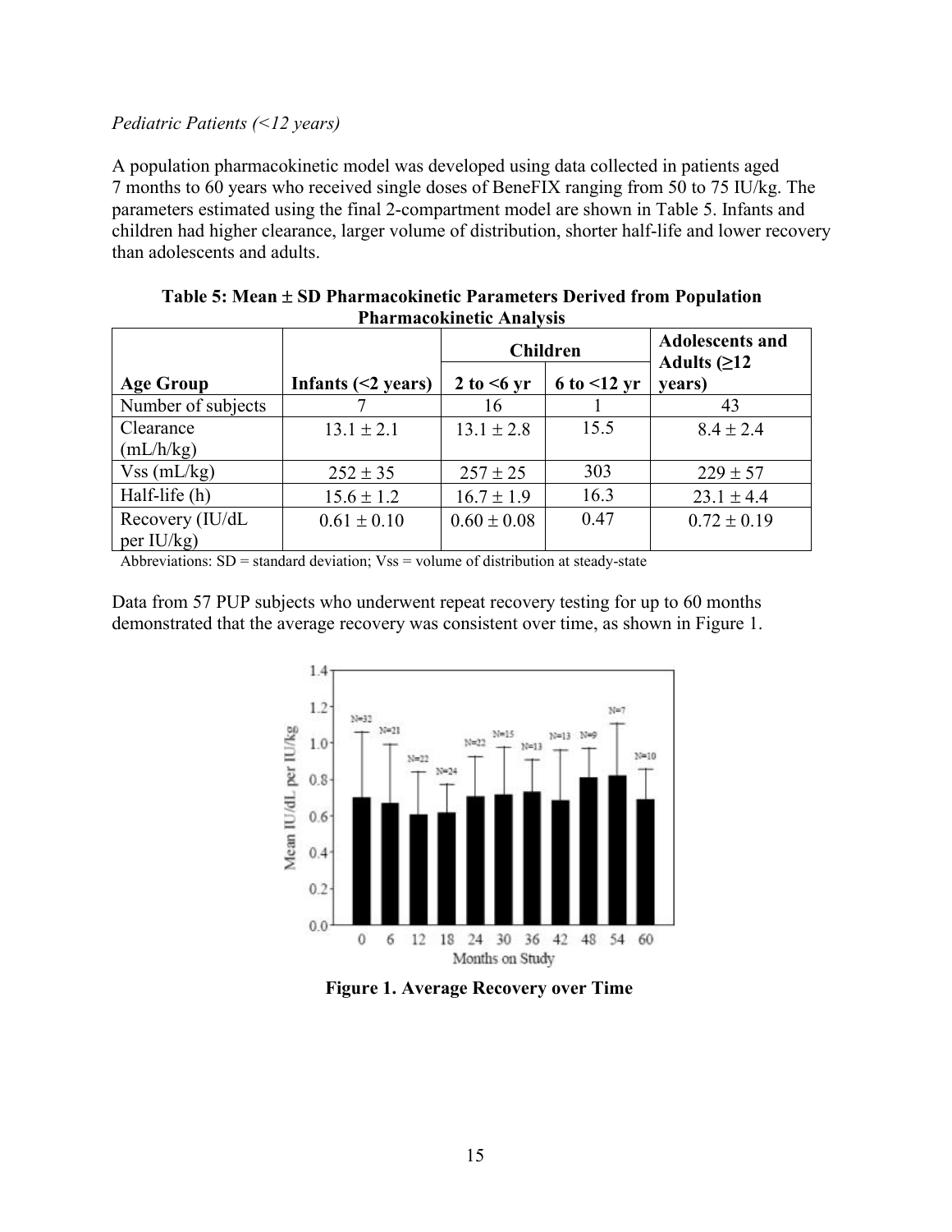*Pediatric Patients (<12 years)*

A population pharmacokinetic model was developed using data collected in patients aged 7 months to 60 years who received single doses of BeneFIX ranging from 50 to 75 IU/kg. The parameters estimated using the final 2-compartment model are shown in Table 5. Infants and children had higher clearance, larger volume of distribution, shorter half-life and lower recovery than adolescents and adults.

**Table 5: Mean ± SD Pharmacokinetic Parameters Derived from Population Pharmacokinetic Analysis**

| Age Group | Infants (<2 years) | Children | | Adolescents and Adults (≥12 years) |
|---|---|---|---|---|
| | | 2 to <6 yr | 6 to <12 yr | |
| Number of subjects | 7 | 16 | 1 | 43 |
| Clearance (mL/h/kg) | 13.1 ± 2.1 | 13.1 ± 2.8 | 15.5 | 8.4 ± 2.4 |
| Vss (mL/kg) | 252 ± 35 | 257 ± 25 | 303 | 229 ± 57 |
| Half-life (h) | 15.6 ± 1.2 | 16.7 ± 1.9 | 16.3 | 23.1 ± 4.4 |
| Recovery (IU/dL per IU/kg) | 0.61 ± 0.10 | 0.60 ± 0.08 | 0.47 | 0.72 ± 0.19 |

Abbreviations: SD = standard deviation; Vss = volume of distribution at steady-state

Data from 57 PUP subjects who underwent repeat recovery testing for up to 60 months demonstrated that the average recovery was consistent over time, as shown in Figure 1.

**Figure 1. Average Recovery over Time**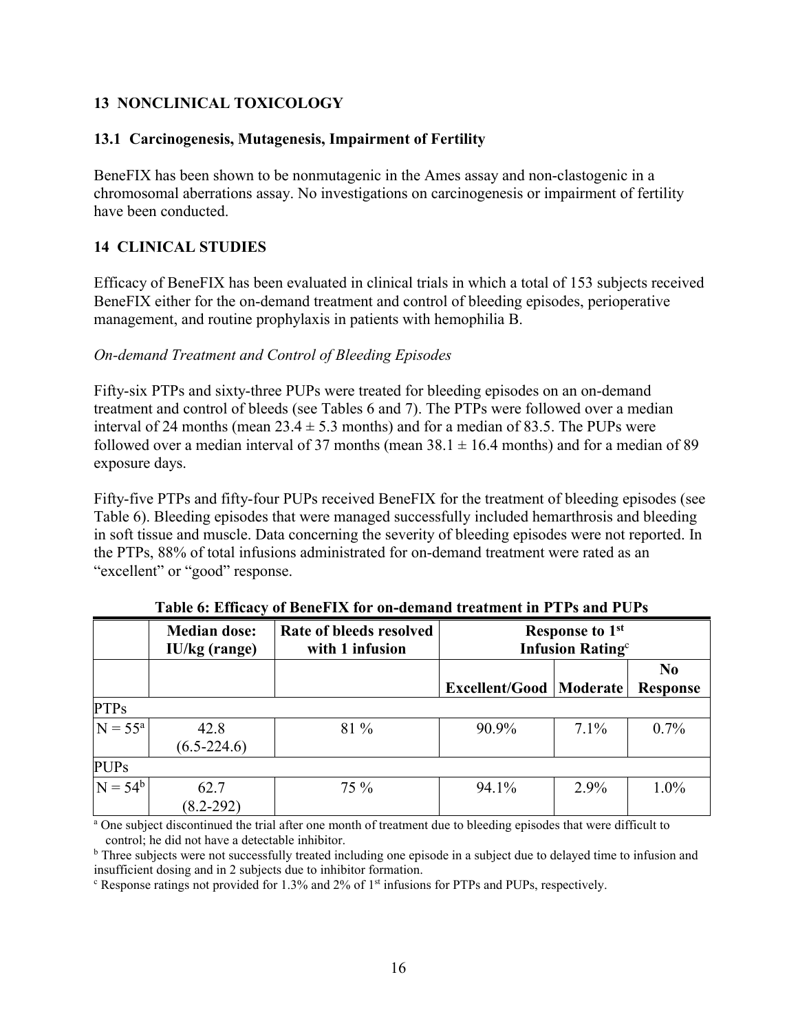## 13 NONCLINICAL TOXICOLOGY

### 13.1 Carcinogenesis, Mutagenesis, Impairment of Fertility

BeneFIX has been shown to be nonmutagenic in the Ames assay and non-clastogenic in a chromosomal aberrations assay. No investigations on carcinogenesis or impairment of fertility have been conducted.

## 14 CLINICAL STUDIES

Efficacy of BeneFIX has been evaluated in clinical trials in which a total of 153 subjects received BeneFIX either for the on-demand treatment and control of bleeding episodes, perioperative management, and routine prophylaxis in patients with hemophilia B.

*On-demand Treatment and Control of Bleeding Episodes*

Fifty-six PTPs and sixty-three PUPs were treated for bleeding episodes on an on-demand treatment and control of bleeds (see Tables 6 and 7). The PTPs were followed over a median interval of 24 months (mean 23.4 ± 5.3 months) and for a median of 83.5. The PUPs were followed over a median interval of 37 months (mean 38.1 ± 16.4 months) and for a median of 89 exposure days.

Fifty-five PTPs and fifty-four PUPs received BeneFIX for the treatment of bleeding episodes (see Table 6). Bleeding episodes that were managed successfully included hemarthrosis and bleeding in soft tissue and muscle. Data concerning the severity of bleeding episodes were not reported. In the PTPs, 88% of total infusions administrated for on-demand treatment were rated as an "excellent" or "good" response.

**Table 6: Efficacy of BeneFIX for on-demand treatment in PTPs and PUPs**

| | Median dose: IU/kg (range) | Rate of bleeds resolved with 1 infusion | Response to 1st Infusion Rating[c] | | |
|---|---|---|---|---|---|
| | | | Excellent/Good | Moderate | No Response |
| PTPs | | | | | |
| N = 55[a] | 42.8 (6.5-224.6) | 81 % | 90.9% | 7.1% | 0.7% |
| PUPs | | | | | |
| N = 54[b] | 62.7 (8.2-292) | 75 % | 94.1% | 2.9% | 1.0% |

[a] One subject discontinued the trial after one month of treatment due to bleeding episodes that were difficult to control; he did not have a detectable inhibitor.
[b] Three subjects were not successfully treated including one episode in a subject due to delayed time to infusion and insufficient dosing and in 2 subjects due to inhibitor formation.
[c] Response ratings not provided for 1.3% and 2% of 1st infusions for PTPs and PUPs, respectively.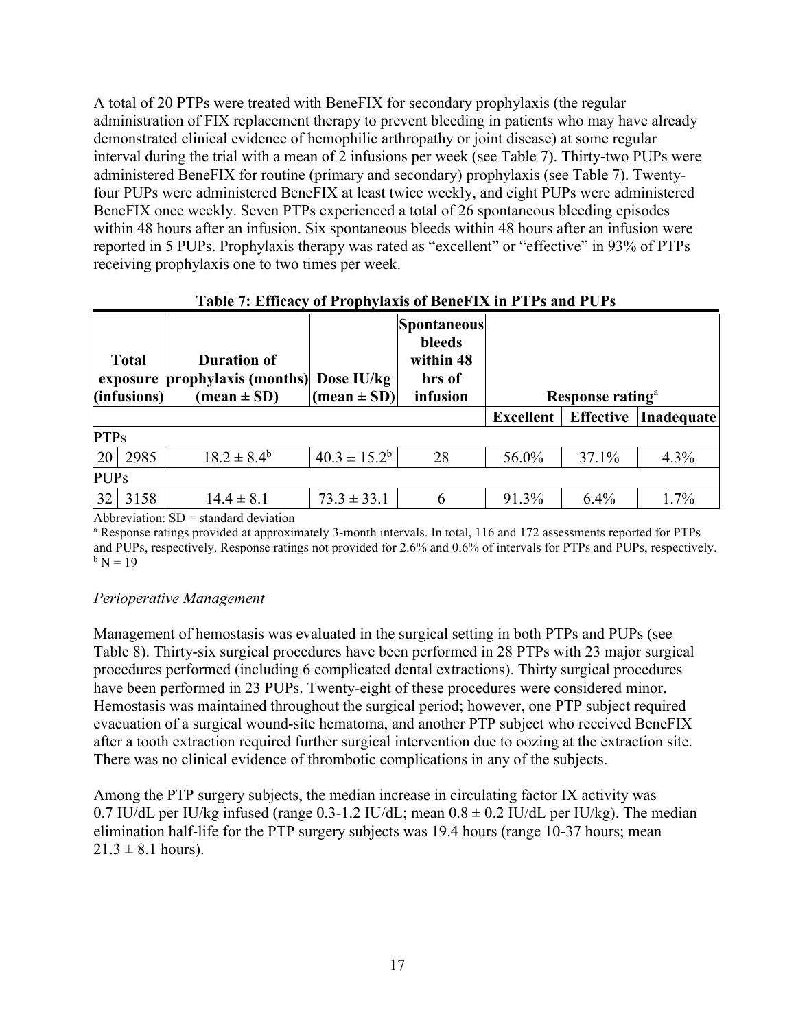A total of 20 PTPs were treated with BeneFIX for secondary prophylaxis (the regular administration of FIX replacement therapy to prevent bleeding in patients who may have already demonstrated clinical evidence of hemophilic arthropathy or joint disease) at some regular interval during the trial with a mean of 2 infusions per week (see Table 7). Thirty-two PUPs were administered BeneFIX for routine (primary and secondary) prophylaxis (see Table 7). Twenty-four PUPs were administered BeneFIX at least twice weekly, and eight PUPs were administered BeneFIX once weekly. Seven PTPs experienced a total of 26 spontaneous bleeding episodes within 48 hours after an infusion. Six spontaneous bleeds within 48 hours after an infusion were reported in 5 PUPs. Prophylaxis therapy was rated as "excellent" or "effective" in 93% of PTPs receiving prophylaxis one to two times per week.

**Table 7: Efficacy of Prophylaxis of BeneFIX in PTPs and PUPs**

| Total exposure (infusions) | | Duration of prophylaxis (months) (mean ± SD) | Dose IU/kg (mean ± SD) | Spontaneous bleeds within 48 hrs of infusion | Response rating[a] | | |
|---|---|---|---|---|---|---|---|
| | | | | | Excellent | Effective | Inadequate |
| PTPs | | | | | | | |
| 20 | 2985 | 18.2 ± 8.4[b] | 40.3 ± 15.2[b] | 28 | 56.0% | 37.1% | 4.3% |
| PUPs | | | | | | | |
| 32 | 3158 | 14.4 ± 8.1 | 73.3 ± 33.1 | 6 | 91.3% | 6.4% | 1.7% |

Abbreviation: SD = standard deviation

[a] Response ratings provided at approximately 3-month intervals. In total, 116 and 172 assessments reported for PTPs and PUPs, respectively. Response ratings not provided for 2.6% and 0.6% of intervals for PTPs and PUPs, respectively.

[b] N = 19

*Perioperative Management*

Management of hemostasis was evaluated in the surgical setting in both PTPs and PUPs (see Table 8). Thirty-six surgical procedures have been performed in 28 PTPs with 23 major surgical procedures performed (including 6 complicated dental extractions). Thirty surgical procedures have been performed in 23 PUPs. Twenty-eight of these procedures were considered minor. Hemostasis was maintained throughout the surgical period; however, one PTP subject required evacuation of a surgical wound-site hematoma, and another PTP subject who received BeneFIX after a tooth extraction required further surgical intervention due to oozing at the extraction site. There was no clinical evidence of thrombotic complications in any of the subjects.

Among the PTP surgery subjects, the median increase in circulating factor IX activity was 0.7 IU/dL per IU/kg infused (range 0.3-1.2 IU/dL; mean 0.8 ± 0.2 IU/dL per IU/kg). The median elimination half-life for the PTP surgery subjects was 19.4 hours (range 10-37 hours; mean 21.3 ± 8.1 hours).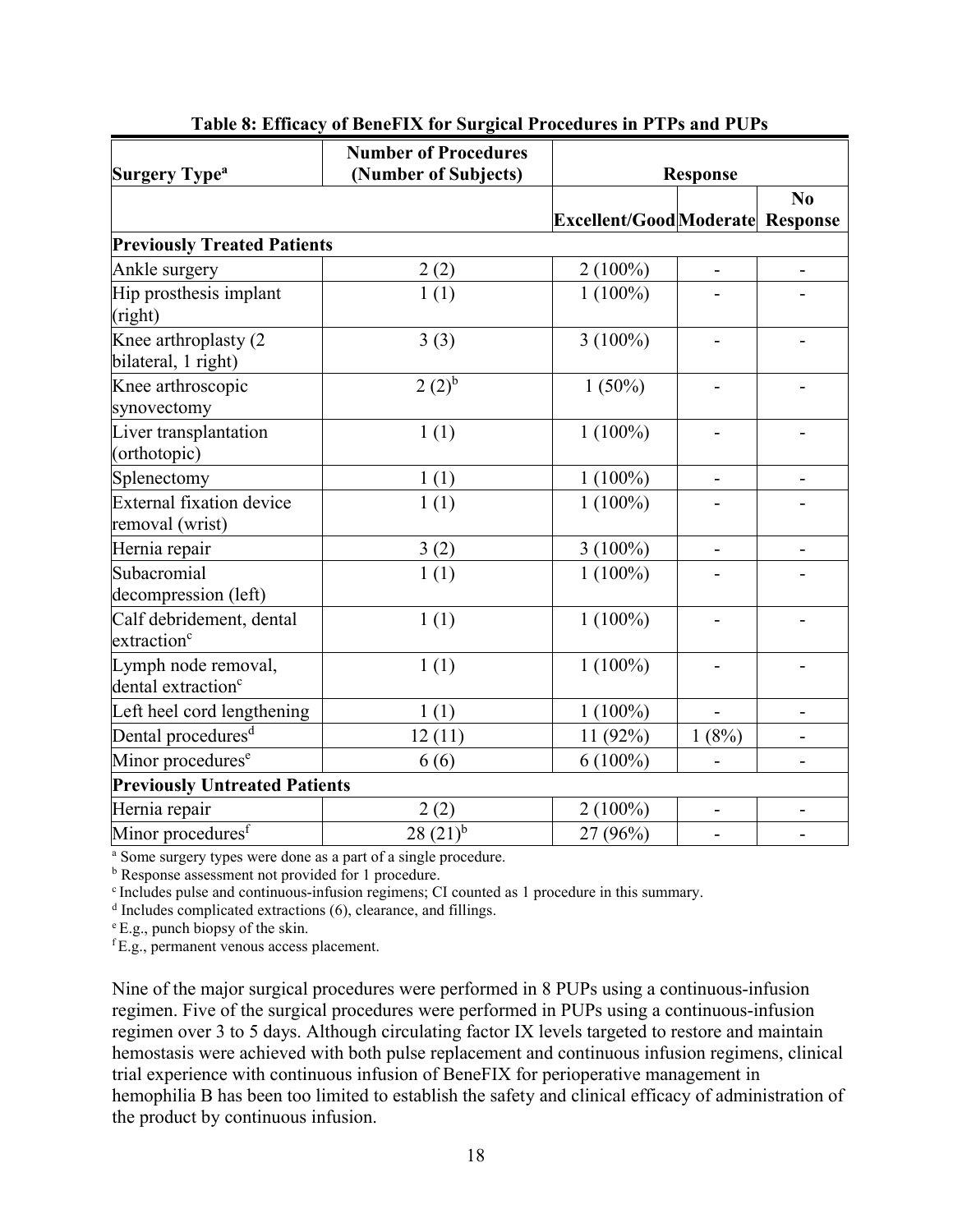**Table 8: Efficacy of BeneFIX for Surgical Procedures in PTPs and PUPs**

| Surgery Type[a] | Number of Procedures (Number of Subjects) | Response | | |
|---|---|---|---|---|
| | | Excellent/Good | Moderate | No Response |
| **Previously Treated Patients** | | | | |
| Ankle surgery | 2 (2) | 2 (100%) | - | - |
| Hip prosthesis implant (right) | 1 (1) | 1 (100%) | - | - |
| Knee arthroplasty (2 bilateral, 1 right) | 3 (3) | 3 (100%) | - | - |
| Knee arthroscopic synovectomy | 2 (2)[b] | 1 (50%) | - | - |
| Liver transplantation (orthotopic) | 1 (1) | 1 (100%) | - | - |
| Splenectomy | 1 (1) | 1 (100%) | - | - |
| External fixation device removal (wrist) | 1 (1) | 1 (100%) | - | - |
| Hernia repair | 3 (2) | 3 (100%) | - | - |
| Subacromial decompression (left) | 1 (1) | 1 (100%) | - | - |
| Calf debridement, dental extraction[c] | 1 (1) | 1 (100%) | - | - |
| Lymph node removal, dental extraction[c] | 1 (1) | 1 (100%) | - | - |
| Left heel cord lengthening | 1 (1) | 1 (100%) | - | - |
| Dental procedures[d] | 12 (11) | 11 (92%) | 1 (8%) | - |
| Minor procedures[e] | 6 (6) | 6 (100%) | - | - |
| **Previously Untreated Patients** | | | | |
| Hernia repair | 2 (2) | 2 (100%) | - | - |
| Minor procedures[f] | 28 (21)[b] | 27 (96%) | - | - |

[a] Some surgery types were done as a part of a single procedure.
[b] Response assessment not provided for 1 procedure.
[c] Includes pulse and continuous-infusion regimens; CI counted as 1 procedure in this summary.
[d] Includes complicated extractions (6), clearance, and fillings.
[e] E.g., punch biopsy of the skin.
[f] E.g., permanent venous access placement.

Nine of the major surgical procedures were performed in 8 PUPs using a continuous-infusion regimen. Five of the surgical procedures were performed in PUPs using a continuous-infusion regimen over 3 to 5 days. Although circulating factor IX levels targeted to restore and maintain hemostasis were achieved with both pulse replacement and continuous infusion regimens, clinical trial experience with continuous infusion of BeneFIX for perioperative management in hemophilia B has been too limited to establish the safety and clinical efficacy of administration of the product by continuous infusion.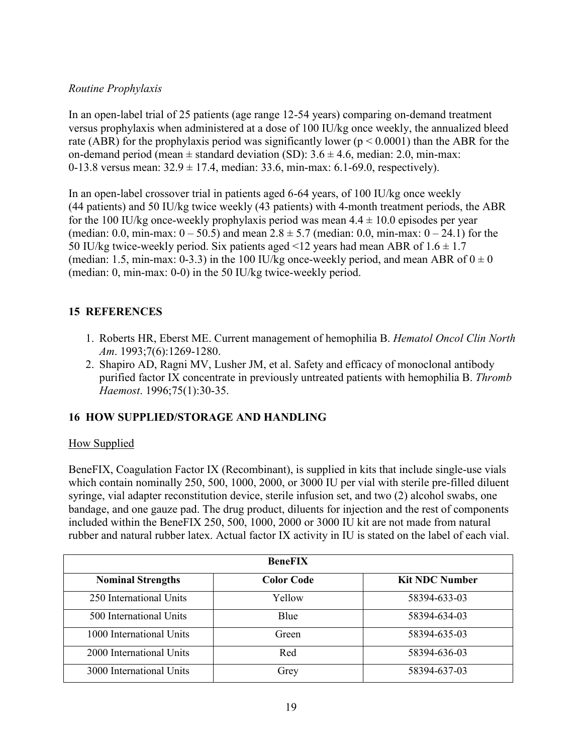*Routine Prophylaxis*

In an open-label trial of 25 patients (age range 12-54 years) comparing on-demand treatment versus prophylaxis when administered at a dose of 100 IU/kg once weekly, the annualized bleed rate (ABR) for the prophylaxis period was significantly lower ($p < 0.0001$) than the ABR for the on-demand period (mean ± standard deviation (SD): 3.6 ± 4.6, median: 2.0, min-max: 0-13.8 versus mean: 32.9 ± 17.4, median: 33.6, min-max: 6.1-69.0, respectively).

In an open-label crossover trial in patients aged 6-64 years, of 100 IU/kg once weekly (44 patients) and 50 IU/kg twice weekly (43 patients) with 4-month treatment periods, the ABR for the 100 IU/kg once-weekly prophylaxis period was mean 4.4 ± 10.0 episodes per year (median: 0.0, min-max: 0 – 50.5) and mean 2.8 ± 5.7 (median: 0.0, min-max: 0 – 24.1) for the 50 IU/kg twice-weekly period. Six patients aged <12 years had mean ABR of 1.6 ± 1.7 (median: 1.5, min-max: 0-3.3) in the 100 IU/kg once-weekly period, and mean ABR of 0 ± 0 (median: 0, min-max: 0-0) in the 50 IU/kg twice-weekly period.

## 15 REFERENCES

1. Roberts HR, Eberst ME. Current management of hemophilia B. *Hematol Oncol Clin North Am*. 1993;7(6):1269-1280.
2. Shapiro AD, Ragni MV, Lusher JM, et al. Safety and efficacy of monoclonal antibody purified factor IX concentrate in previously untreated patients with hemophilia B. *Thromb Haemost*. 1996;75(1):30-35.

## 16 HOW SUPPLIED/STORAGE AND HANDLING

How Supplied

BeneFIX, Coagulation Factor IX (Recombinant), is supplied in kits that include single-use vials which contain nominally 250, 500, 1000, 2000, or 3000 IU per vial with sterile pre-filled diluent syringe, vial adapter reconstitution device, sterile infusion set, and two (2) alcohol swabs, one bandage, and one gauze pad. The drug product, diluents for injection and the rest of components included within the BeneFIX 250, 500, 1000, 2000 or 3000 IU kit are not made from natural rubber and natural rubber latex. Actual factor IX activity in IU is stated on the label of each vial.

| **BeneFIX** | | |
|---|---|---|
| **Nominal Strengths** | **Color Code** | **Kit NDC Number** |
| 250 International Units | Yellow | 58394-633-03 |
| 500 International Units | Blue | 58394-634-03 |
| 1000 International Units | Green | 58394-635-03 |
| 2000 International Units | Red | 58394-636-03 |
| 3000 International Units | Grey | 58394-637-03 |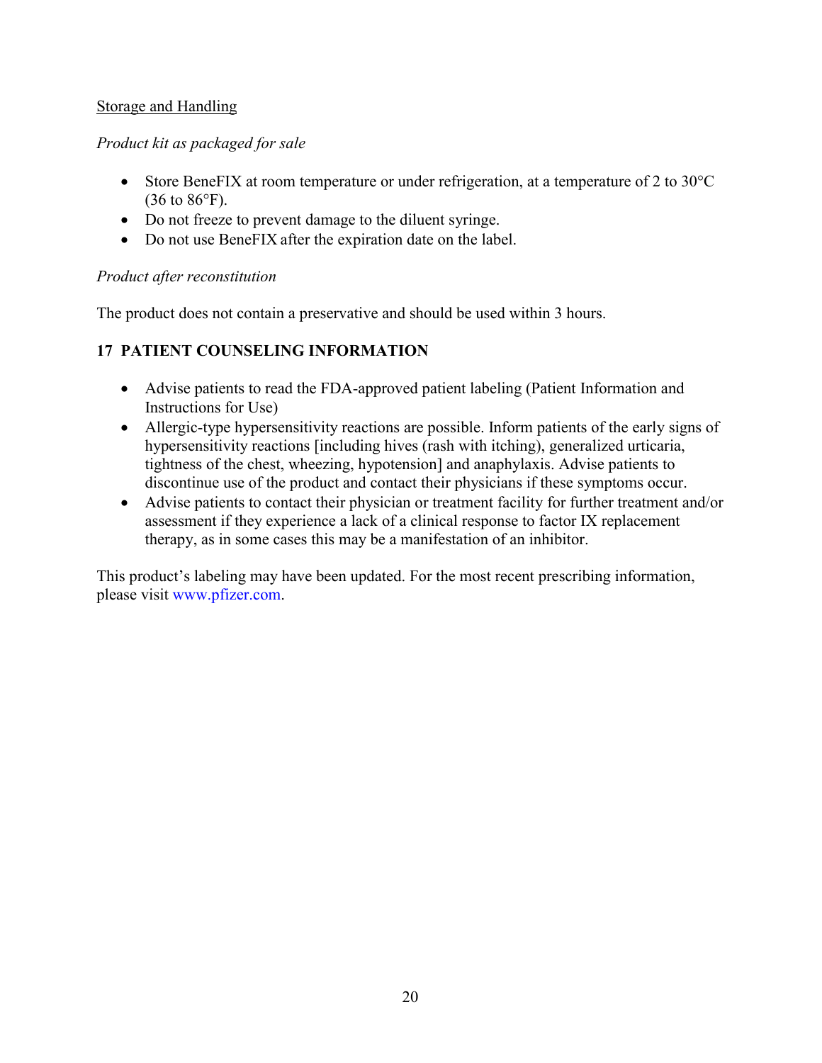Storage and Handling

*Product kit as packaged for sale*

- Store BeneFIX at room temperature or under refrigeration, at a temperature of 2 to 30°C (36 to 86°F).
- Do not freeze to prevent damage to the diluent syringe.
- Do not use BeneFIX after the expiration date on the label.

*Product after reconstitution*

The product does not contain a preservative and should be used within 3 hours.

## 17 PATIENT COUNSELING INFORMATION

- Advise patients to read the FDA-approved patient labeling (Patient Information and Instructions for Use)
- Allergic-type hypersensitivity reactions are possible. Inform patients of the early signs of hypersensitivity reactions [including hives (rash with itching), generalized urticaria, tightness of the chest, wheezing, hypotension] and anaphylaxis. Advise patients to discontinue use of the product and contact their physicians if these symptoms occur.
- Advise patients to contact their physician or treatment facility for further treatment and/or assessment if they experience a lack of a clinical response to factor IX replacement therapy, as in some cases this may be a manifestation of an inhibitor.

This product's labeling may have been updated. For the most recent prescribing information, please visit www.pfizer.com.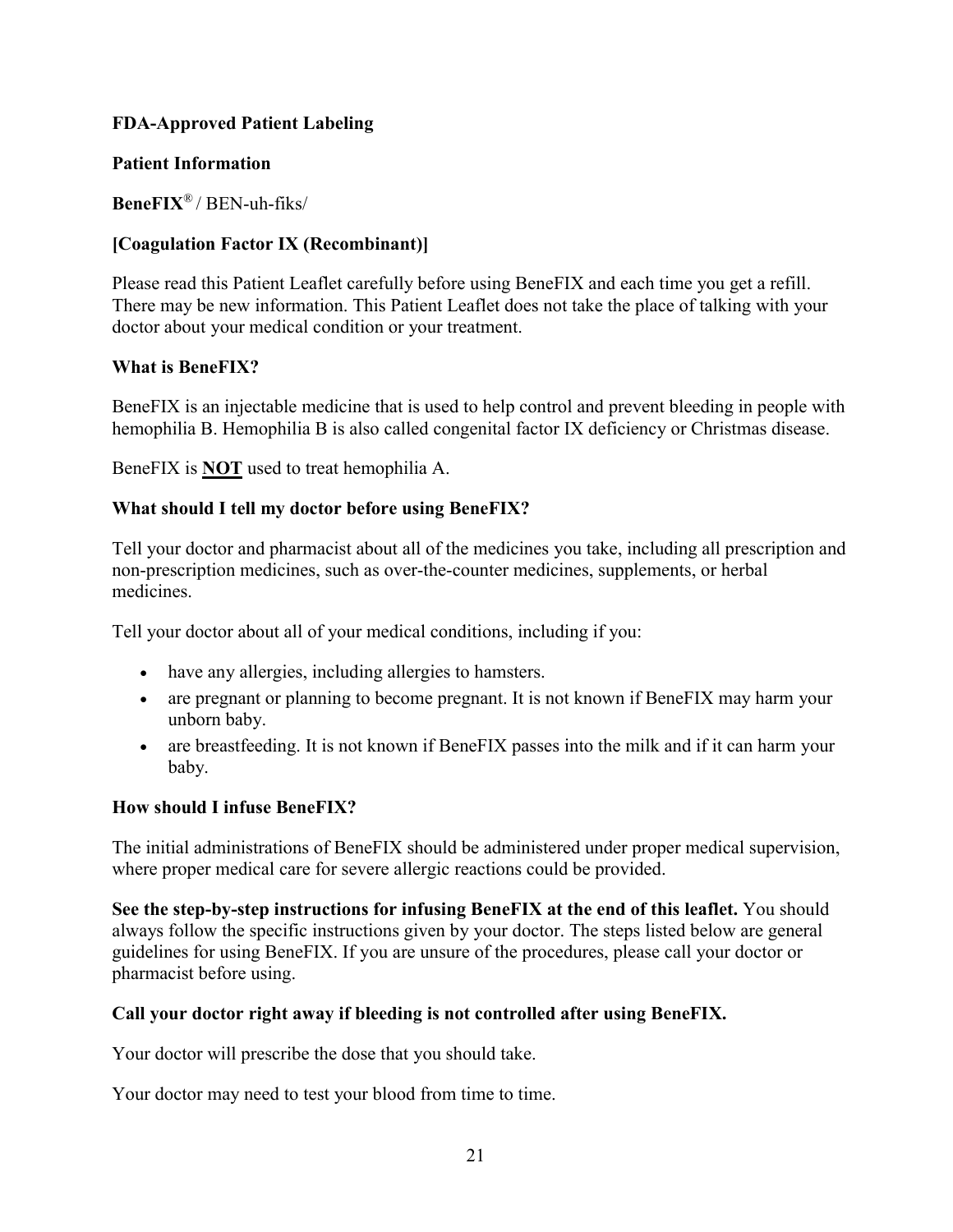**FDA-Approved Patient Labeling**

**Patient Information**

**BeneFIX**® / BEN-uh-fiks/

**[Coagulation Factor IX (Recombinant)]**

Please read this Patient Leaflet carefully before using BeneFIX and each time you get a refill. There may be new information. This Patient Leaflet does not take the place of talking with your doctor about your medical condition or your treatment.

**What is BeneFIX?**

BeneFIX is an injectable medicine that is used to help control and prevent bleeding in people with hemophilia B. Hemophilia B is also called congenital factor IX deficiency or Christmas disease.

BeneFIX is **NOT** used to treat hemophilia A.

**What should I tell my doctor before using BeneFIX?**

Tell your doctor and pharmacist about all of the medicines you take, including all prescription and non-prescription medicines, such as over-the-counter medicines, supplements, or herbal medicines.

Tell your doctor about all of your medical conditions, including if you:

- have any allergies, including allergies to hamsters.
- are pregnant or planning to become pregnant. It is not known if BeneFIX may harm your unborn baby.
- are breastfeeding. It is not known if BeneFIX passes into the milk and if it can harm your baby.

**How should I infuse BeneFIX?**

The initial administrations of BeneFIX should be administered under proper medical supervision, where proper medical care for severe allergic reactions could be provided.

**See the step-by-step instructions for infusing BeneFIX at the end of this leaflet.** You should always follow the specific instructions given by your doctor. The steps listed below are general guidelines for using BeneFIX. If you are unsure of the procedures, please call your doctor or pharmacist before using.

**Call your doctor right away if bleeding is not controlled after using BeneFIX.**

Your doctor will prescribe the dose that you should take.

Your doctor may need to test your blood from time to time.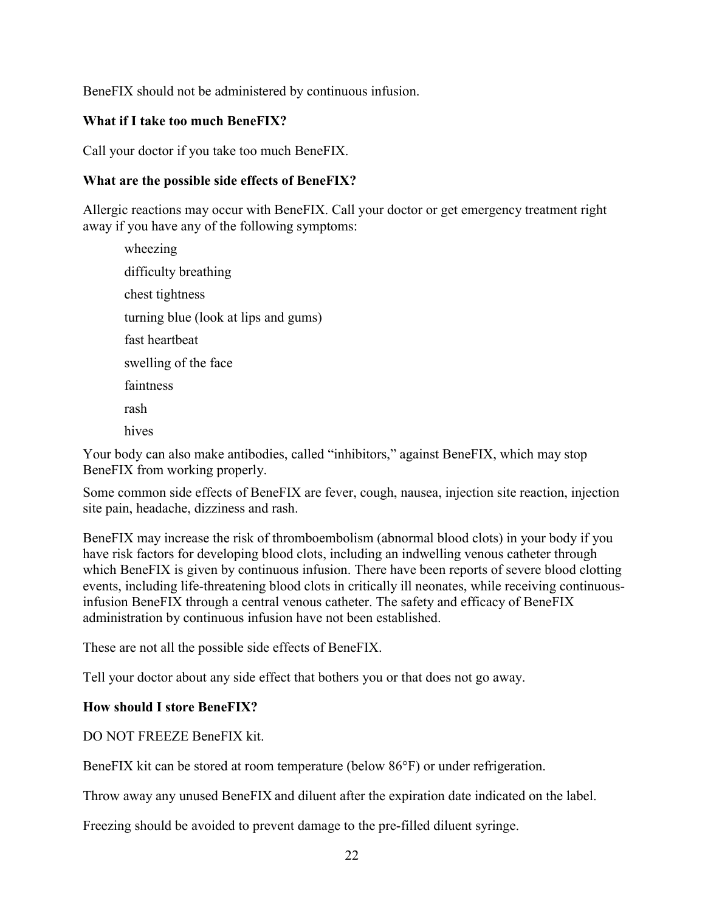BeneFIX should not be administered by continuous infusion.

**What if I take too much BeneFIX?**

Call your doctor if you take too much BeneFIX.

**What are the possible side effects of BeneFIX?**

Allergic reactions may occur with BeneFIX. Call your doctor or get emergency treatment right away if you have any of the following symptoms:

- wheezing
- difficulty breathing
- chest tightness
- turning blue (look at lips and gums)
- fast heartbeat
- swelling of the face
- faintness
- rash
- hives

Your body can also make antibodies, called "inhibitors," against BeneFIX, which may stop BeneFIX from working properly.

Some common side effects of BeneFIX are fever, cough, nausea, injection site reaction, injection site pain, headache, dizziness and rash.

BeneFIX may increase the risk of thromboembolism (abnormal blood clots) in your body if you have risk factors for developing blood clots, including an indwelling venous catheter through which BeneFIX is given by continuous infusion. There have been reports of severe blood clotting events, including life-threatening blood clots in critically ill neonates, while receiving continuous-infusion BeneFIX through a central venous catheter. The safety and efficacy of BeneFIX administration by continuous infusion have not been established.

These are not all the possible side effects of BeneFIX.

Tell your doctor about any side effect that bothers you or that does not go away.

**How should I store BeneFIX?**

DO NOT FREEZE BeneFIX kit.

BeneFIX kit can be stored at room temperature (below 86°F) or under refrigeration.

Throw away any unused BeneFIX and diluent after the expiration date indicated on the label.

Freezing should be avoided to prevent damage to the pre-filled diluent syringe.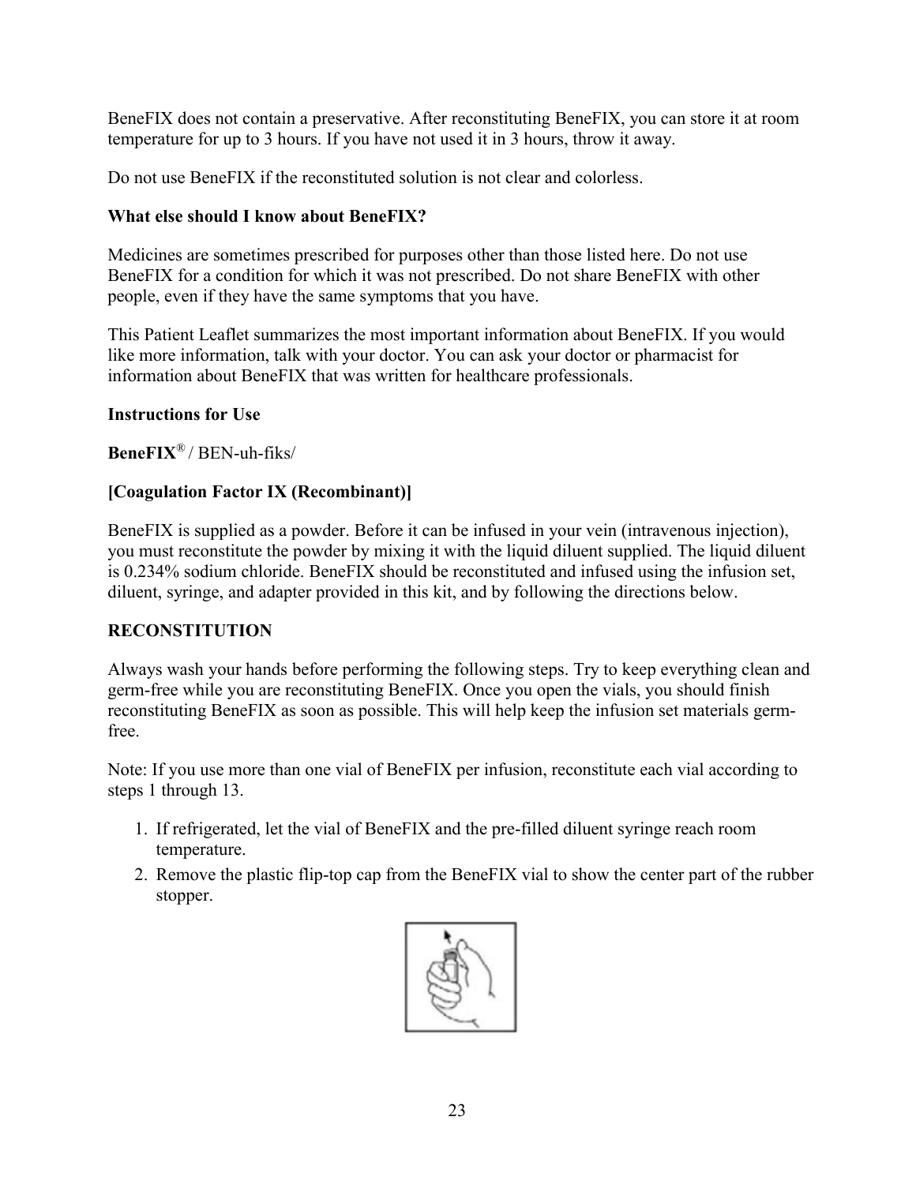BeneFIX does not contain a preservative. After reconstituting BeneFIX, you can store it at room temperature for up to 3 hours. If you have not used it in 3 hours, throw it away.

Do not use BeneFIX if the reconstituted solution is not clear and colorless.

**What else should I know about BeneFIX?**

Medicines are sometimes prescribed for purposes other than those listed here. Do not use BeneFIX for a condition for which it was not prescribed. Do not share BeneFIX with other people, even if they have the same symptoms that you have.

This Patient Leaflet summarizes the most important information about BeneFIX. If you would like more information, talk with your doctor. You can ask your doctor or pharmacist for information about BeneFIX that was written for healthcare professionals.

**Instructions for Use**

**BeneFIX®** / BEN-uh-fiks/

**[Coagulation Factor IX (Recombinant)]**

BeneFIX is supplied as a powder. Before it can be infused in your vein (intravenous injection), you must reconstitute the powder by mixing it with the liquid diluent supplied. The liquid diluent is 0.234% sodium chloride. BeneFIX should be reconstituted and infused using the infusion set, diluent, syringe, and adapter provided in this kit, and by following the directions below.

**RECONSTITUTION**

Always wash your hands before performing the following steps. Try to keep everything clean and germ-free while you are reconstituting BeneFIX. Once you open the vials, you should finish reconstituting BeneFIX as soon as possible. This will help keep the infusion set materials germ-free.

Note: If you use more than one vial of BeneFIX per infusion, reconstitute each vial according to steps 1 through 13.

1. If refrigerated, let the vial of BeneFIX and the pre-filled diluent syringe reach room temperature.
2. Remove the plastic flip-top cap from the BeneFIX vial to show the center part of the rubber stopper.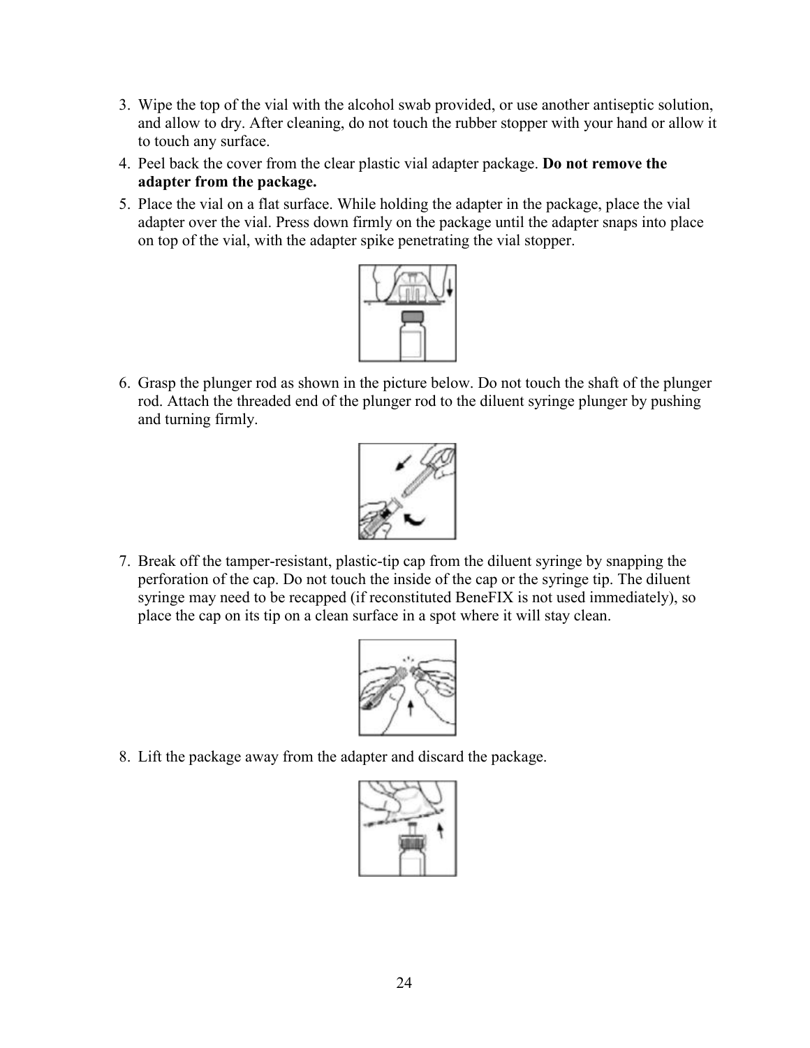3. Wipe the top of the vial with the alcohol swab provided, or use another antiseptic solution, and allow to dry. After cleaning, do not touch the rubber stopper with your hand or allow it to touch any surface.
4. Peel back the cover from the clear plastic vial adapter package. **Do not remove the adapter from the package.**
5. Place the vial on a flat surface. While holding the adapter in the package, place the vial adapter over the vial. Press down firmly on the package until the adapter snaps into place on top of the vial, with the adapter spike penetrating the vial stopper.
6. Grasp the plunger rod as shown in the picture below. Do not touch the shaft of the plunger rod. Attach the threaded end of the plunger rod to the diluent syringe plunger by pushing and turning firmly.
7. Break off the tamper-resistant, plastic-tip cap from the diluent syringe by snapping the perforation of the cap. Do not touch the inside of the cap or the syringe tip. The diluent syringe may need to be recapped (if reconstituted BeneFIX is not used immediately), so place the cap on its tip on a clean surface in a spot where it will stay clean.
8. Lift the package away from the adapter and discard the package.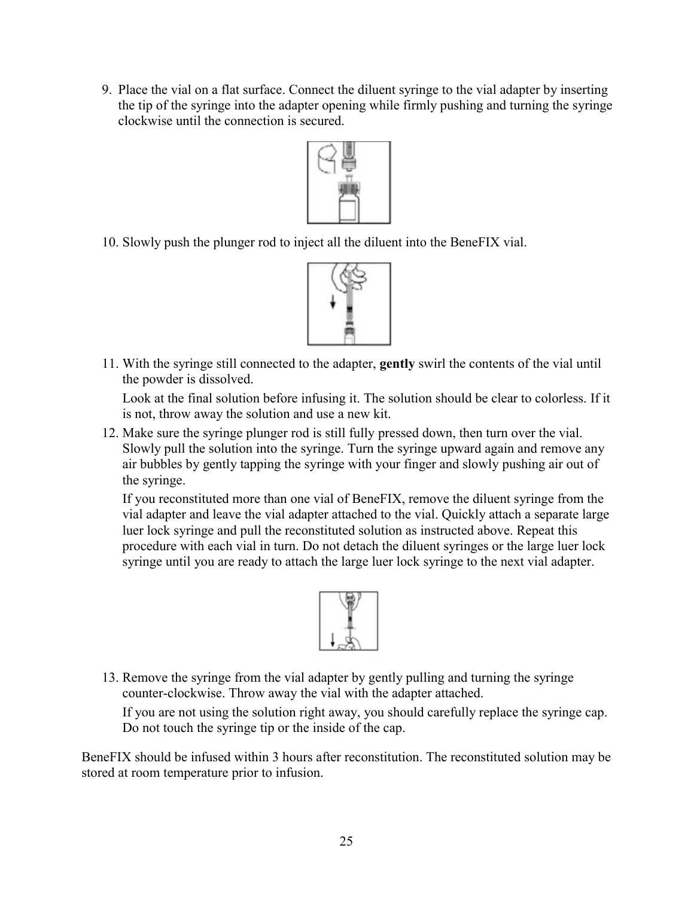9. Place the vial on a flat surface. Connect the diluent syringe to the vial adapter by inserting the tip of the syringe into the adapter opening while firmly pushing and turning the syringe clockwise until the connection is secured.

10. Slowly push the plunger rod to inject all the diluent into the BeneFIX vial.

11. With the syringe still connected to the adapter, **gently** swirl the contents of the vial until the powder is dissolved.

    Look at the final solution before infusing it. The solution should be clear to colorless. If it is not, throw away the solution and use a new kit.

12. Make sure the syringe plunger rod is still fully pressed down, then turn over the vial. Slowly pull the solution into the syringe. Turn the syringe upward again and remove any air bubbles by gently tapping the syringe with your finger and slowly pushing air out of the syringe.

    If you reconstituted more than one vial of BeneFIX, remove the diluent syringe from the vial adapter and leave the vial adapter attached to the vial. Quickly attach a separate large luer lock syringe and pull the reconstituted solution as instructed above. Repeat this procedure with each vial in turn. Do not detach the diluent syringes or the large luer lock syringe until you are ready to attach the large luer lock syringe to the next vial adapter.

13. Remove the syringe from the vial adapter by gently pulling and turning the syringe counter-clockwise. Throw away the vial with the adapter attached.

    If you are not using the solution right away, you should carefully replace the syringe cap. Do not touch the syringe tip or the inside of the cap.

BeneFIX should be infused within 3 hours after reconstitution. The reconstituted solution may be stored at room temperature prior to infusion.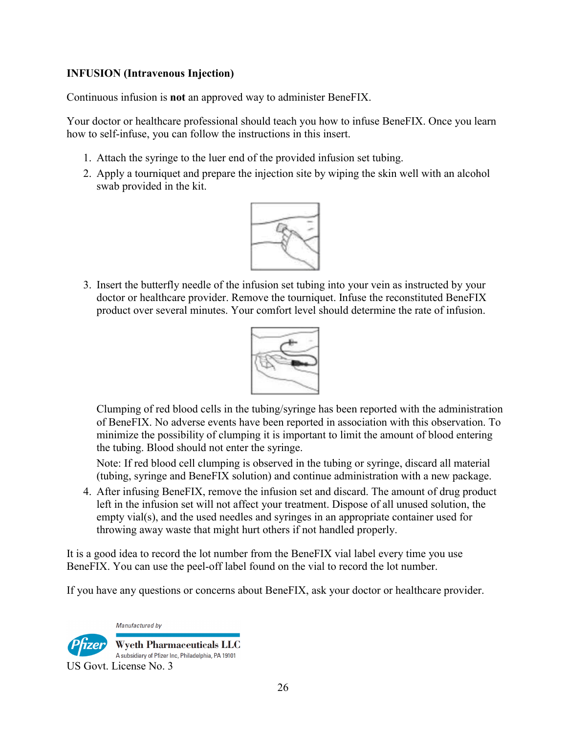**INFUSION (Intravenous Injection)**

Continuous infusion is **not** an approved way to administer BeneFIX.

Your doctor or healthcare professional should teach you how to infuse BeneFIX. Once you learn how to self-infuse, you can follow the instructions in this insert.

1. Attach the syringe to the luer end of the provided infusion set tubing.
2. Apply a tourniquet and prepare the injection site by wiping the skin well with an alcohol swab provided in the kit.
3. Insert the butterfly needle of the infusion set tubing into your vein as instructed by your doctor or healthcare provider. Remove the tourniquet. Infuse the reconstituted BeneFIX product over several minutes. Your comfort level should determine the rate of infusion.

   Clumping of red blood cells in the tubing/syringe has been reported with the administration of BeneFIX. No adverse events have been reported in association with this observation. To minimize the possibility of clumping it is important to limit the amount of blood entering the tubing. Blood should not enter the syringe.

   Note: If red blood cell clumping is observed in the tubing or syringe, discard all material (tubing, syringe and BeneFIX solution) and continue administration with a new package.
4. After infusing BeneFIX, remove the infusion set and discard. The amount of drug product left in the infusion set will not affect your treatment. Dispose of all unused solution, the empty vial(s), and the used needles and syringes in an appropriate container used for throwing away waste that might hurt others if not handled properly.

It is a good idea to record the lot number from the BeneFIX vial label every time you use BeneFIX. You can use the peel-off label found on the vial to record the lot number.

If you have any questions or concerns about BeneFIX, ask your doctor or healthcare provider.

Manufactured by

Wyeth Pharmaceuticals LLC
A subsidiary of Pfizer Inc, Philadelphia, PA 19101

US Govt. License No. 3